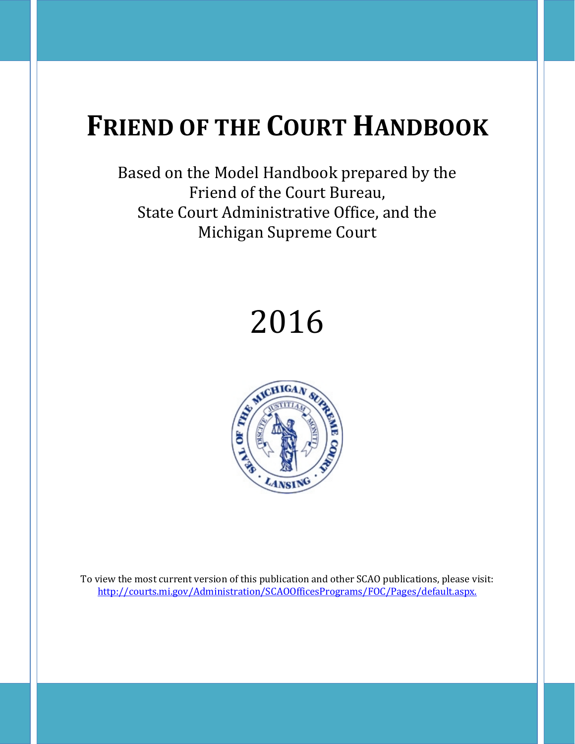# FRIEND OF THE COURT HANDBOOK

Based on the Model Handbook prepared by the Friend of the Court Bureau, State Court Administrative Office, and the Michigan Supreme Court

2016

To view the most current version of this publication and other SCAO publications, please visit: [http://courts.mi.gov/Administration/SCAOOfficesPrograms/FOC/Pages/default.aspx.](http://courts.mi.gov/Administration/SCAOOfficesPrograms/FOC/Pages/default.aspx)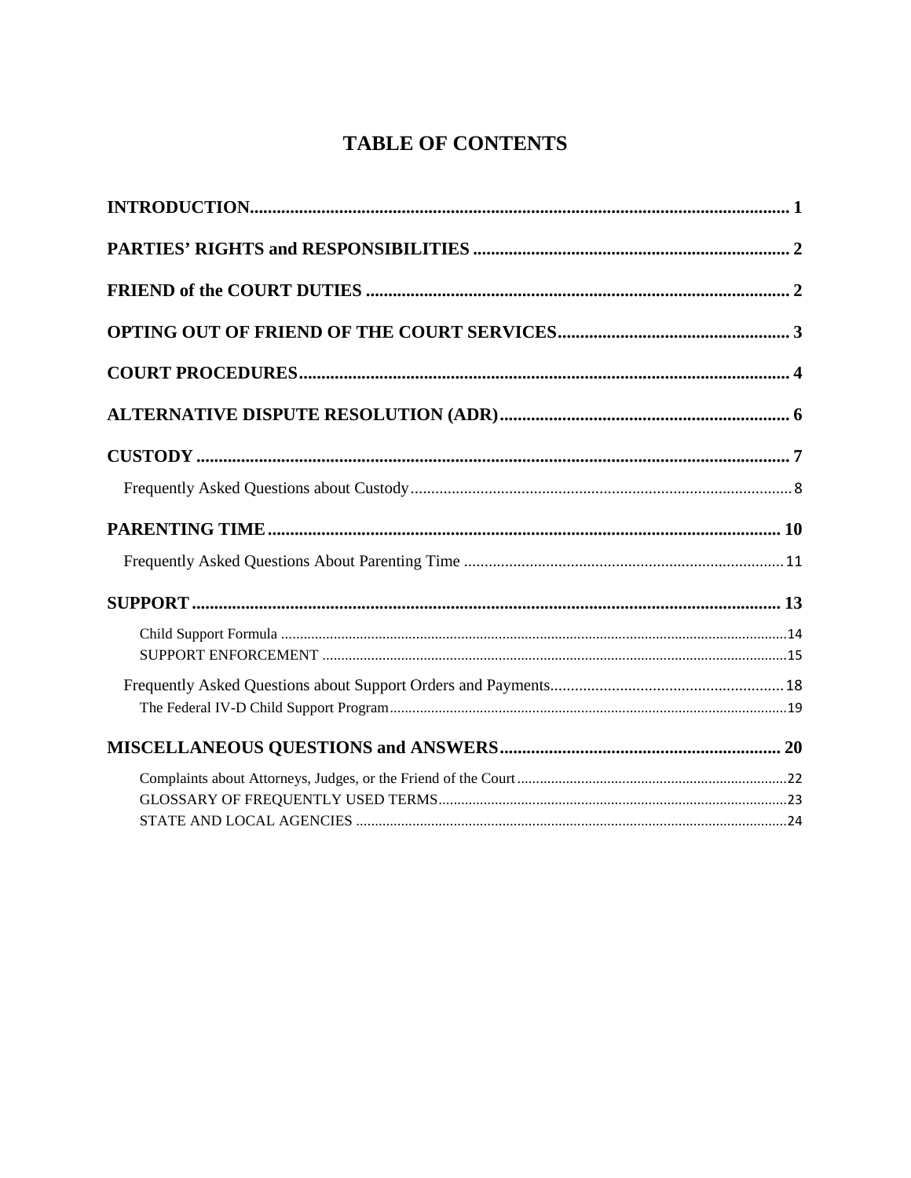# TABLE OF CONTENTS

**INTRODUCTION** ........................................................................................................................ 1

**PARTIES' RIGHTS and RESPONSIBILITIES** ....................................................................... 2

**FRIEND of the COURT DUTIES** ............................................................................................. 2

**OPTING OUT OF FRIEND OF THE COURT SERVICES** ................................................... 3

**COURT PROCEDURES** ............................................................................................................ 4

**ALTERNATIVE DISPUTE RESOLUTION (ADR)** ................................................................. 6

**CUSTODY** .................................................................................................................................... 7

- Frequently Asked Questions about Custody ............................................................................ 8

**PARENTING TIME** .................................................................................................................. 10

- Frequently Asked Questions About Parenting Time ............................................................. 11

**SUPPORT** .................................................................................................................................. 13

- Child Support Formula ............................................................................................................ 14
- SUPPORT ENFORCEMENT .................................................................................................. 15
- Frequently Asked Questions about Support Orders and Payments ........................................ 18
- The Federal IV-D Child Support Program .............................................................................. 19

**MISCELLANEOUS QUESTIONS and ANSWERS** ............................................................... 20

- Complaints about Attorneys, Judges, or the Friend of the Court ........................................... 22
- GLOSSARY OF FREQUENTLY USED TERMS ................................................................... 23
- STATE AND LOCAL AGENCIES .......................................................................................... 24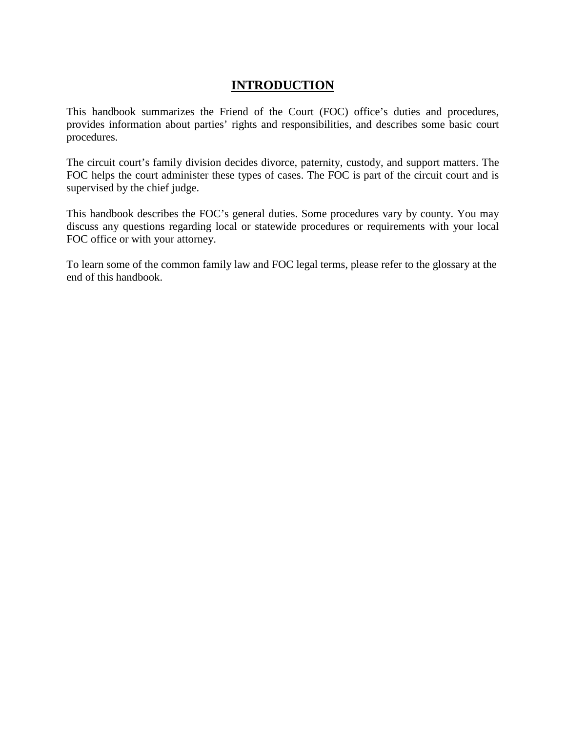# INTRODUCTION

This handbook summarizes the Friend of the Court (FOC) office's duties and procedures, provides information about parties' rights and responsibilities, and describes some basic court procedures.

The circuit court's family division decides divorce, paternity, custody, and support matters. The FOC helps the court administer these types of cases. The FOC is part of the circuit court and is supervised by the chief judge.

This handbook describes the FOC's general duties. Some procedures vary by county. You may discuss any questions regarding local or statewide procedures or requirements with your local FOC office or with your attorney.

To learn some of the common family law and FOC legal terms, please refer to the glossary at the end of this handbook.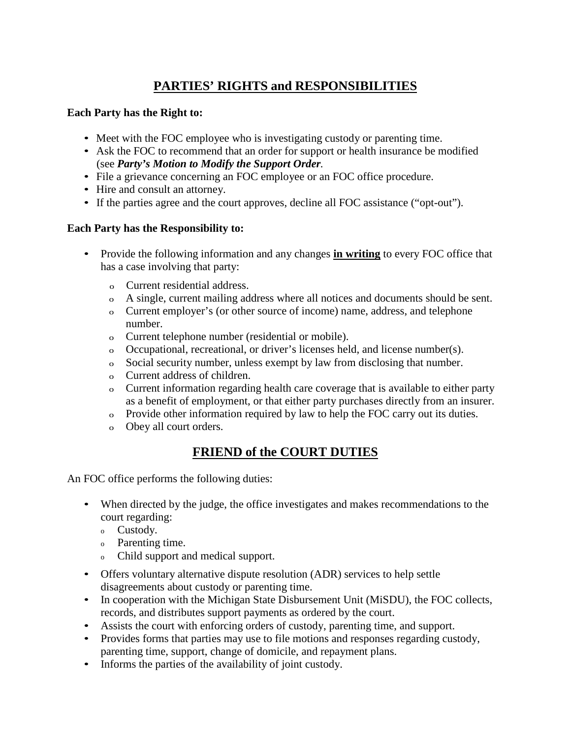## PARTIES' RIGHTS and RESPONSIBILITIES

**Each Party has the Right to:**

- Meet with the FOC employee who is investigating custody or parenting time.
- Ask the FOC to recommend that an order for support or health insurance be modified (see ***Party's Motion to Modify the Support Order***.
- File a grievance concerning an FOC employee or an FOC office procedure.
- Hire and consult an attorney.
- If the parties agree and the court approves, decline all FOC assistance ("opt-out").

**Each Party has the Responsibility to:**

- Provide the following information and any changes **in writing** to every FOC office that has a case involving that party:
  - Current residential address.
  - A single, current mailing address where all notices and documents should be sent.
  - Current employer's (or other source of income) name, address, and telephone number.
  - Current telephone number (residential or mobile).
  - Occupational, recreational, or driver's licenses held, and license number(s).
  - Social security number, unless exempt by law from disclosing that number.
  - Current address of children.
  - Current information regarding health care coverage that is available to either party as a benefit of employment, or that either party purchases directly from an insurer.
  - Provide other information required by law to help the FOC carry out its duties.
  - Obey all court orders.

## FRIEND of the COURT DUTIES

An FOC office performs the following duties:

- When directed by the judge, the office investigates and makes recommendations to the court regarding:
  - Custody.
  - Parenting time.
  - Child support and medical support.
- Offers voluntary alternative dispute resolution (ADR) services to help settle disagreements about custody or parenting time.
- In cooperation with the Michigan State Disbursement Unit (MiSDU), the FOC collects, records, and distributes support payments as ordered by the court.
- Assists the court with enforcing orders of custody, parenting time, and support.
- Provides forms that parties may use to file motions and responses regarding custody, parenting time, support, change of domicile, and repayment plans.
- Informs the parties of the availability of joint custody.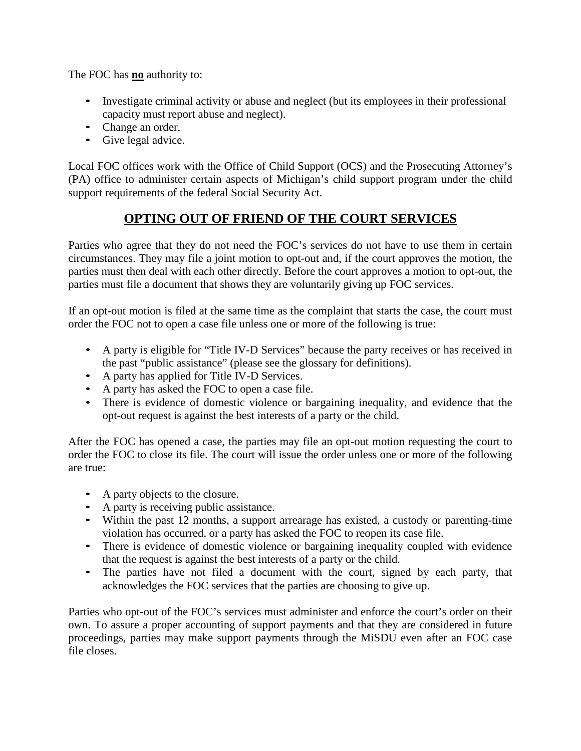The FOC has **<u>no</u>** authority to:

- Investigate criminal activity or abuse and neglect (but its employees in their professional capacity must report abuse and neglect).
- Change an order.
- Give legal advice.

Local FOC offices work with the Office of Child Support (OCS) and the Prosecuting Attorney's (PA) office to administer certain aspects of Michigan's child support program under the child support requirements of the federal Social Security Act.

## <u>OPTING OUT OF FRIEND OF THE COURT SERVICES</u>

Parties who agree that they do not need the FOC's services do not have to use them in certain circumstances. They may file a joint motion to opt-out and, if the court approves the motion, the parties must then deal with each other directly. Before the court approves a motion to opt-out, the parties must file a document that shows they are voluntarily giving up FOC services.

If an opt-out motion is filed at the same time as the complaint that starts the case, the court must order the FOC not to open a case file unless one or more of the following is true:

- A party is eligible for "Title IV-D Services" because the party receives or has received in the past "public assistance" (please see the glossary for definitions).
- A party has applied for Title IV-D Services.
- A party has asked the FOC to open a case file.
- There is evidence of domestic violence or bargaining inequality, and evidence that the opt-out request is against the best interests of a party or the child.

After the FOC has opened a case, the parties may file an opt-out motion requesting the court to order the FOC to close its file. The court will issue the order unless one or more of the following are true:

- A party objects to the closure.
- A party is receiving public assistance.
- Within the past 12 months, a support arrearage has existed, a custody or parenting-time violation has occurred, or a party has asked the FOC to reopen its case file.
- There is evidence of domestic violence or bargaining inequality coupled with evidence that the request is against the best interests of a party or the child.
- The parties have not filed a document with the court, signed by each party, that acknowledges the FOC services that the parties are choosing to give up.

Parties who opt-out of the FOC's services must administer and enforce the court's order on their own. To assure a proper accounting of support payments and that they are considered in future proceedings, parties may make support payments through the MiSDU even after an FOC case file closes.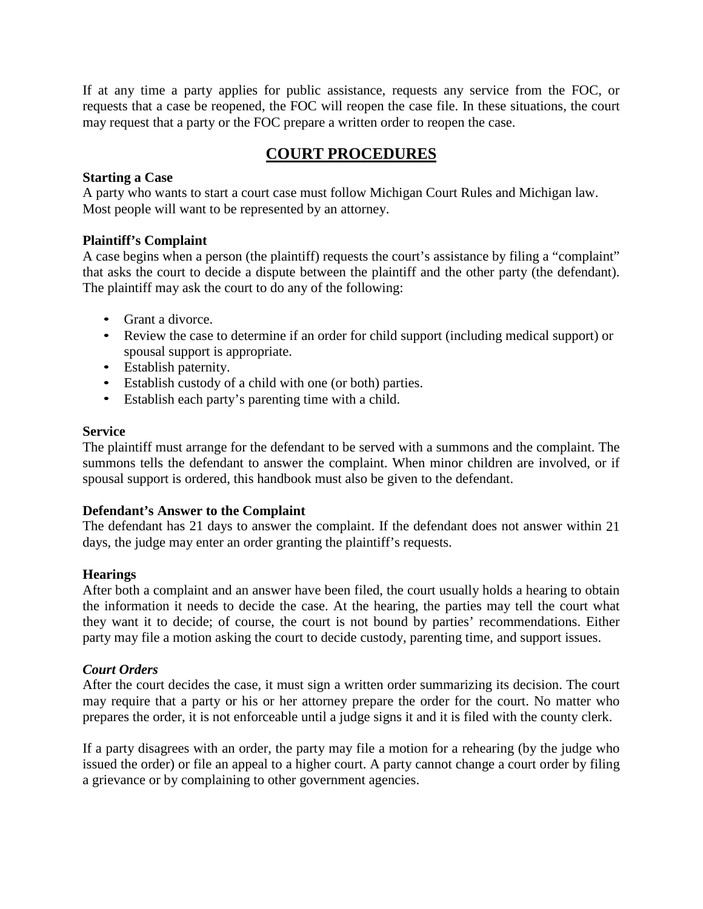If at any time a party applies for public assistance, requests any service from the FOC, or requests that a case be reopened, the FOC will reopen the case file. In these situations, the court may request that a party or the FOC prepare a written order to reopen the case.

## COURT PROCEDURES

**Starting a Case**

A party who wants to start a court case must follow Michigan Court Rules and Michigan law. Most people will want to be represented by an attorney.

**Plaintiff's Complaint**

A case begins when a person (the plaintiff) requests the court's assistance by filing a "complaint" that asks the court to decide a dispute between the plaintiff and the other party (the defendant). The plaintiff may ask the court to do any of the following:

- Grant a divorce.
- Review the case to determine if an order for child support (including medical support) or spousal support is appropriate.
- Establish paternity.
- Establish custody of a child with one (or both) parties.
- Establish each party's parenting time with a child.

**Service**

The plaintiff must arrange for the defendant to be served with a summons and the complaint. The summons tells the defendant to answer the complaint. When minor children are involved, or if spousal support is ordered, this handbook must also be given to the defendant.

**Defendant's Answer to the Complaint**

The defendant has 21 days to answer the complaint. If the defendant does not answer within 21 days, the judge may enter an order granting the plaintiff's requests.

**Hearings**

After both a complaint and an answer have been filed, the court usually holds a hearing to obtain the information it needs to decide the case. At the hearing, the parties may tell the court what they want it to decide; of course, the court is not bound by parties' recommendations. Either party may file a motion asking the court to decide custody, parenting time, and support issues.

***Court Orders***

After the court decides the case, it must sign a written order summarizing its decision. The court may require that a party or his or her attorney prepare the order for the court. No matter who prepares the order, it is not enforceable until a judge signs it and it is filed with the county clerk.

If a party disagrees with an order, the party may file a motion for a rehearing (by the judge who issued the order) or file an appeal to a higher court. A party cannot change a court order by filing a grievance or by complaining to other government agencies.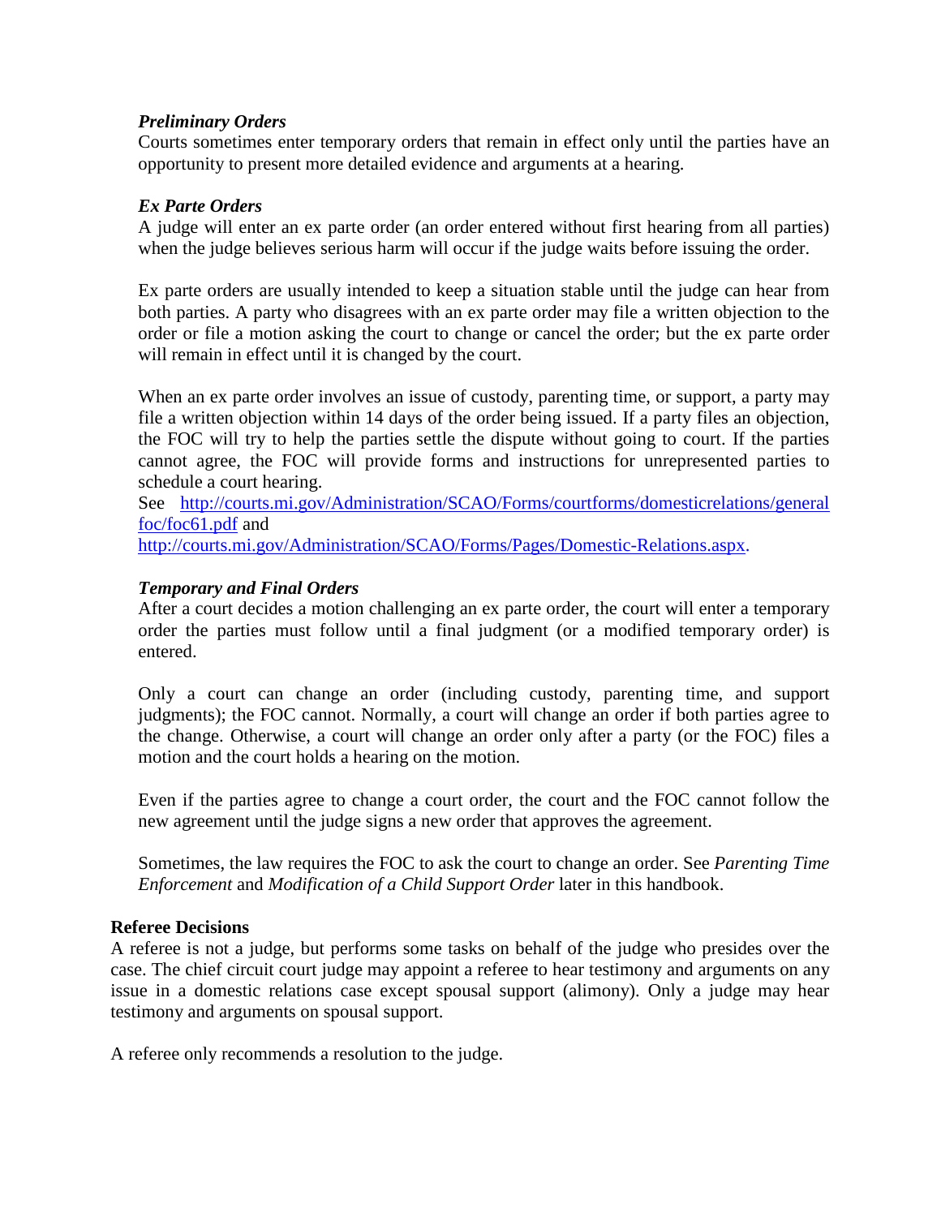### *Preliminary Orders*

Courts sometimes enter temporary orders that remain in effect only until the parties have an opportunity to present more detailed evidence and arguments at a hearing.

### *Ex Parte Orders*

A judge will enter an ex parte order (an order entered without first hearing from all parties) when the judge believes serious harm will occur if the judge waits before issuing the order.

Ex parte orders are usually intended to keep a situation stable until the judge can hear from both parties. A party who disagrees with an ex parte order may file a written objection to the order or file a motion asking the court to change or cancel the order; but the ex parte order will remain in effect until it is changed by the court.

When an ex parte order involves an issue of custody, parenting time, or support, a party may file a written objection within 14 days of the order being issued. If a party files an objection, the FOC will try to help the parties settle the dispute without going to court. If the parties cannot agree, the FOC will provide forms and instructions for unrepresented parties to schedule a court hearing.
See [http://courts.mi.gov/Administration/SCAO/Forms/courtforms/domesticrelations/generalfoc/foc61.pdf](http://courts.mi.gov/Administration/SCAO/Forms/courtforms/domesticrelations/generalfoc/foc61.pdf) and [http://courts.mi.gov/Administration/SCAO/Forms/Pages/Domestic-Relations.aspx](http://courts.mi.gov/Administration/SCAO/Forms/Pages/Domestic-Relations.aspx).

### *Temporary and Final Orders*

After a court decides a motion challenging an ex parte order, the court will enter a temporary order the parties must follow until a final judgment (or a modified temporary order) is entered.

Only a court can change an order (including custody, parenting time, and support judgments); the FOC cannot. Normally, a court will change an order if both parties agree to the change. Otherwise, a court will change an order only after a party (or the FOC) files a motion and the court holds a hearing on the motion.

Even if the parties agree to change a court order, the court and the FOC cannot follow the new agreement until the judge signs a new order that approves the agreement.

Sometimes, the law requires the FOC to ask the court to change an order. See *Parenting Time Enforcement* and *Modification of a Child Support Order* later in this handbook.

## Referee Decisions

A referee is not a judge, but performs some tasks on behalf of the judge who presides over the case. The chief circuit court judge may appoint a referee to hear testimony and arguments on any issue in a domestic relations case except spousal support (alimony). Only a judge may hear testimony and arguments on spousal support.

A referee only recommends a resolution to the judge.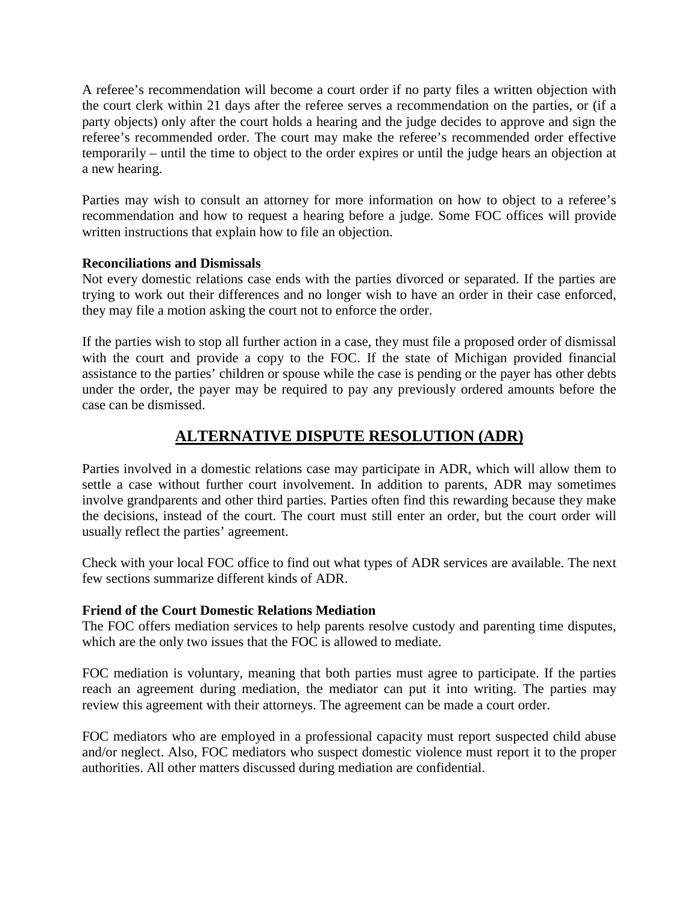A referee's recommendation will become a court order if no party files a written objection with the court clerk within 21 days after the referee serves a recommendation on the parties, or (if a party objects) only after the court holds a hearing and the judge decides to approve and sign the referee's recommended order. The court may make the referee's recommended order effective temporarily – until the time to object to the order expires or until the judge hears an objection at a new hearing.

Parties may wish to consult an attorney for more information on how to object to a referee's recommendation and how to request a hearing before a judge. Some FOC offices will provide written instructions that explain how to file an objection.

**Reconciliations and Dismissals**

Not every domestic relations case ends with the parties divorced or separated. If the parties are trying to work out their differences and no longer wish to have an order in their case enforced, they may file a motion asking the court not to enforce the order.

If the parties wish to stop all further action in a case, they must file a proposed order of dismissal with the court and provide a copy to the FOC. If the state of Michigan provided financial assistance to the parties' children or spouse while the case is pending or the payer has other debts under the order, the payer may be required to pay any previously ordered amounts before the case can be dismissed.

## ALTERNATIVE DISPUTE RESOLUTION (ADR)

Parties involved in a domestic relations case may participate in ADR, which will allow them to settle a case without further court involvement. In addition to parents, ADR may sometimes involve grandparents and other third parties. Parties often find this rewarding because they make the decisions, instead of the court. The court must still enter an order, but the court order will usually reflect the parties' agreement.

Check with your local FOC office to find out what types of ADR services are available. The next few sections summarize different kinds of ADR.

**Friend of the Court Domestic Relations Mediation**

The FOC offers mediation services to help parents resolve custody and parenting time disputes, which are the only two issues that the FOC is allowed to mediate.

FOC mediation is voluntary, meaning that both parties must agree to participate. If the parties reach an agreement during mediation, the mediator can put it into writing. The parties may review this agreement with their attorneys. The agreement can be made a court order.

FOC mediators who are employed in a professional capacity must report suspected child abuse and/or neglect. Also, FOC mediators who suspect domestic violence must report it to the proper authorities. All other matters discussed during mediation are confidential.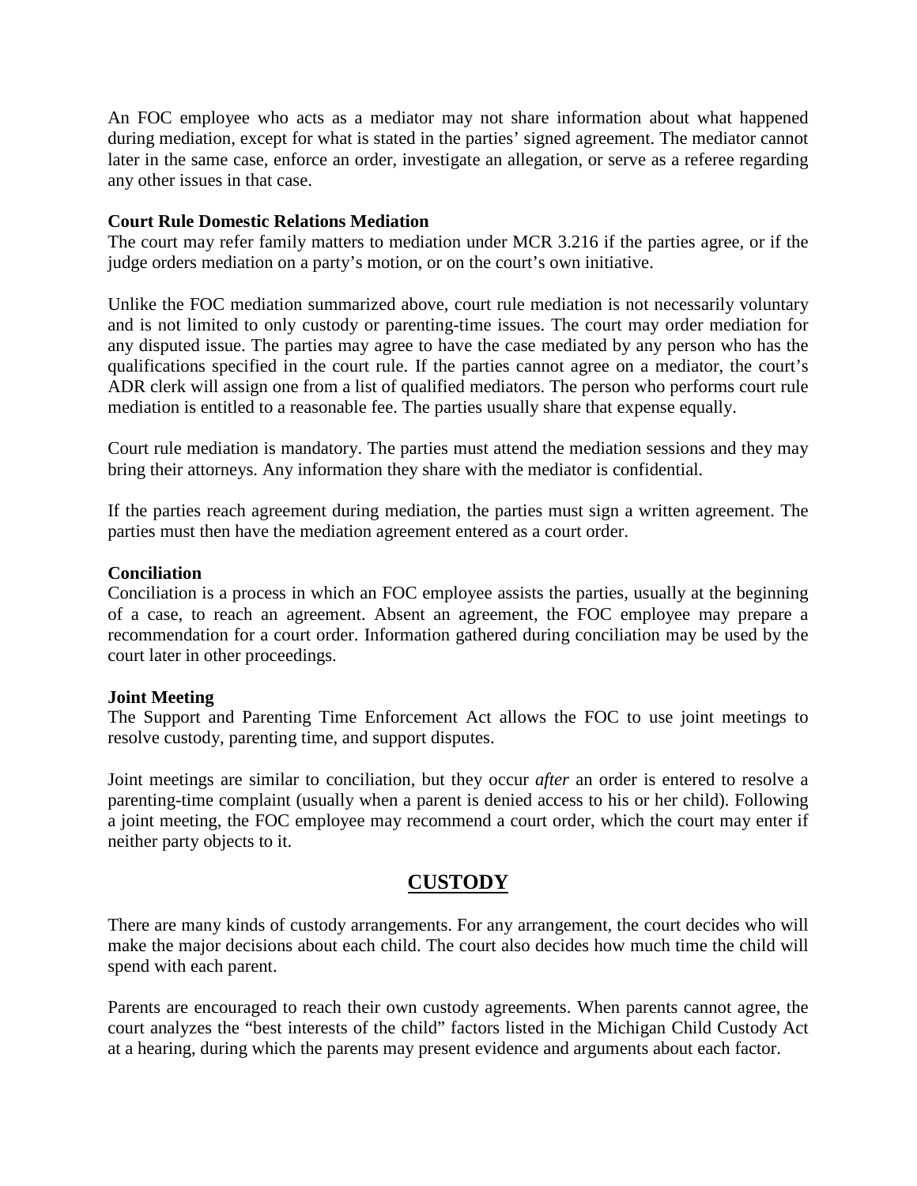An FOC employee who acts as a mediator may not share information about what happened during mediation, except for what is stated in the parties' signed agreement. The mediator cannot later in the same case, enforce an order, investigate an allegation, or serve as a referee regarding any other issues in that case.

**Court Rule Domestic Relations Mediation**

The court may refer family matters to mediation under MCR 3.216 if the parties agree, or if the judge orders mediation on a party's motion, or on the court's own initiative.

Unlike the FOC mediation summarized above, court rule mediation is not necessarily voluntary and is not limited to only custody or parenting-time issues. The court may order mediation for any disputed issue. The parties may agree to have the case mediated by any person who has the qualifications specified in the court rule. If the parties cannot agree on a mediator, the court's ADR clerk will assign one from a list of qualified mediators. The person who performs court rule mediation is entitled to a reasonable fee. The parties usually share that expense equally.

Court rule mediation is mandatory. The parties must attend the mediation sessions and they may bring their attorneys. Any information they share with the mediator is confidential.

If the parties reach agreement during mediation, the parties must sign a written agreement. The parties must then have the mediation agreement entered as a court order.

**Conciliation**

Conciliation is a process in which an FOC employee assists the parties, usually at the beginning of a case, to reach an agreement. Absent an agreement, the FOC employee may prepare a recommendation for a court order. Information gathered during conciliation may be used by the court later in other proceedings.

**Joint Meeting**

The Support and Parenting Time Enforcement Act allows the FOC to use joint meetings to resolve custody, parenting time, and support disputes.

Joint meetings are similar to conciliation, but they occur *after* an order is entered to resolve a parenting-time complaint (usually when a parent is denied access to his or her child). Following a joint meeting, the FOC employee may recommend a court order, which the court may enter if neither party objects to it.

## CUSTODY

There are many kinds of custody arrangements. For any arrangement, the court decides who will make the major decisions about each child. The court also decides how much time the child will spend with each parent.

Parents are encouraged to reach their own custody agreements. When parents cannot agree, the court analyzes the "best interests of the child" factors listed in the Michigan Child Custody Act at a hearing, during which the parents may present evidence and arguments about each factor.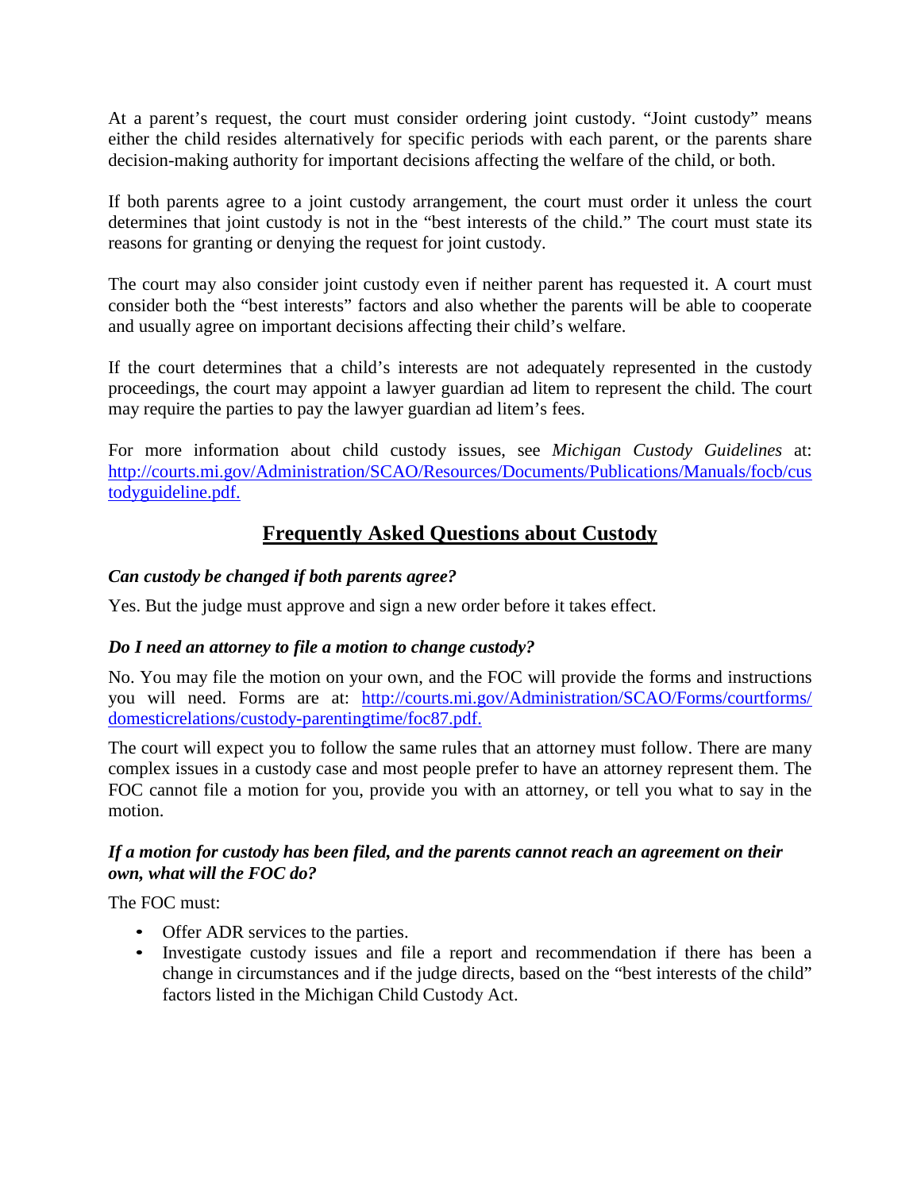At a parent's request, the court must consider ordering joint custody. "Joint custody" means either the child resides alternatively for specific periods with each parent, or the parents share decision-making authority for important decisions affecting the welfare of the child, or both.

If both parents agree to a joint custody arrangement, the court must order it unless the court determines that joint custody is not in the "best interests of the child." The court must state its reasons for granting or denying the request for joint custody.

The court may also consider joint custody even if neither parent has requested it. A court must consider both the "best interests" factors and also whether the parents will be able to cooperate and usually agree on important decisions affecting their child's welfare.

If the court determines that a child's interests are not adequately represented in the custody proceedings, the court may appoint a lawyer guardian ad litem to represent the child. The court may require the parties to pay the lawyer guardian ad litem's fees.

For more information about child custody issues, see *Michigan Custody Guidelines* at: [http://courts.mi.gov/Administration/SCAO/Resources/Documents/Publications/Manuals/focb/custodyguideline.pdf.](http://courts.mi.gov/Administration/SCAO/Resources/Documents/Publications/Manuals/focb/custodyguideline.pdf)

## Frequently Asked Questions about Custody

***Can custody be changed if both parents agree?***

Yes. But the judge must approve and sign a new order before it takes effect.

***Do I need an attorney to file a motion to change custody?***

No. You may file the motion on your own, and the FOC will provide the forms and instructions you will need. Forms are at: [http://courts.mi.gov/Administration/SCAO/Forms/courtforms/domesticrelations/custody-parentingtime/foc87.pdf.](http://courts.mi.gov/Administration/SCAO/Forms/courtforms/domesticrelations/custody-parentingtime/foc87.pdf)

The court will expect you to follow the same rules that an attorney must follow. There are many complex issues in a custody case and most people prefer to have an attorney represent them. The FOC cannot file a motion for you, provide you with an attorney, or tell you what to say in the motion.

***If a motion for custody has been filed, and the parents cannot reach an agreement on their own, what will the FOC do?***

The FOC must:

- Offer ADR services to the parties.
- Investigate custody issues and file a report and recommendation if there has been a change in circumstances and if the judge directs, based on the "best interests of the child" factors listed in the Michigan Child Custody Act.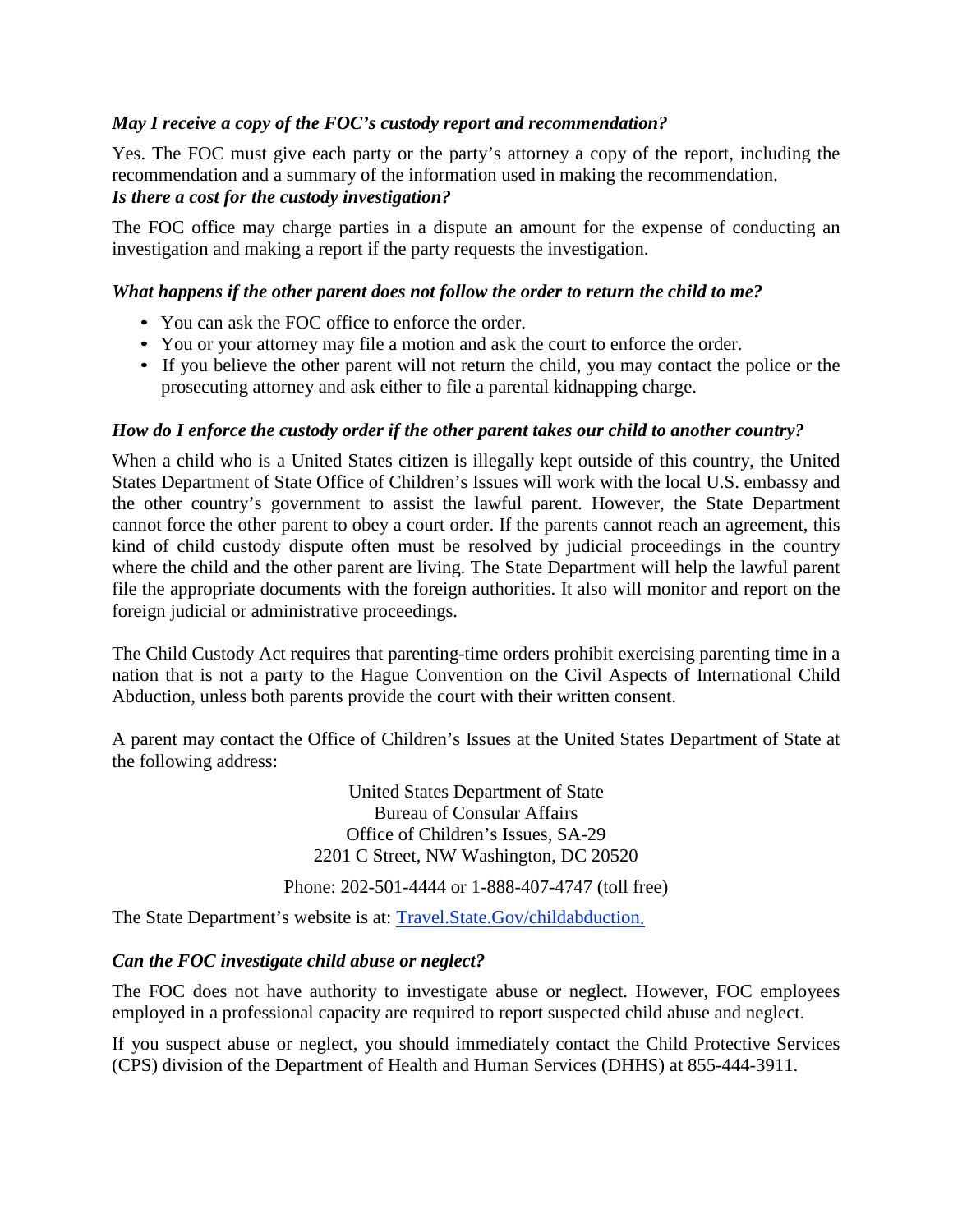***May I receive a copy of the FOC's custody report and recommendation?***

Yes. The FOC must give each party or the party's attorney a copy of the report, including the recommendation and a summary of the information used in making the recommendation.

***Is there a cost for the custody investigation?***

The FOC office may charge parties in a dispute an amount for the expense of conducting an investigation and making a report if the party requests the investigation.

***What happens if the other parent does not follow the order to return the child to me?***

- You can ask the FOC office to enforce the order.
- You or your attorney may file a motion and ask the court to enforce the order.
- If you believe the other parent will not return the child, you may contact the police or the prosecuting attorney and ask either to file a parental kidnapping charge.

***How do I enforce the custody order if the other parent takes our child to another country?***

When a child who is a United States citizen is illegally kept outside of this country, the United States Department of State Office of Children's Issues will work with the local U.S. embassy and the other country's government to assist the lawful parent. However, the State Department cannot force the other parent to obey a court order. If the parents cannot reach an agreement, this kind of child custody dispute often must be resolved by judicial proceedings in the country where the child and the other parent are living. The State Department will help the lawful parent file the appropriate documents with the foreign authorities. It also will monitor and report on the foreign judicial or administrative proceedings.

The Child Custody Act requires that parenting-time orders prohibit exercising parenting time in a nation that is not a party to the Hague Convention on the Civil Aspects of International Child Abduction, unless both parents provide the court with their written consent.

A parent may contact the Office of Children's Issues at the United States Department of State at the following address:

United States Department of State
Bureau of Consular Affairs
Office of Children's Issues, SA-29
2201 C Street, NW Washington, DC 20520

Phone: 202-501-4444 or 1-888-407-4747 (toll free)

The State Department's website is at: [Travel.State.Gov/childabduction.](https://Travel.State.Gov/childabduction)

***Can the FOC investigate child abuse or neglect?***

The FOC does not have authority to investigate abuse or neglect. However, FOC employees employed in a professional capacity are required to report suspected child abuse and neglect.

If you suspect abuse or neglect, you should immediately contact the Child Protective Services (CPS) division of the Department of Health and Human Services (DHHS) at 855-444-3911.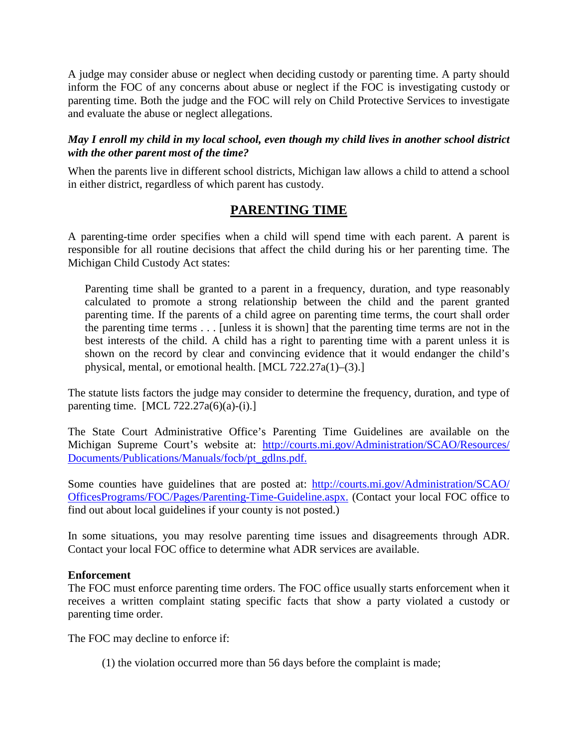A judge may consider abuse or neglect when deciding custody or parenting time. A party should inform the FOC of any concerns about abuse or neglect if the FOC is investigating custody or parenting time. Both the judge and the FOC will rely on Child Protective Services to investigate and evaluate the abuse or neglect allegations.

***May I enroll my child in my local school, even though my child lives in another school district with the other parent most of the time?***

When the parents live in different school districts, Michigan law allows a child to attend a school in either district, regardless of which parent has custody.

## PARENTING TIME

A parenting-time order specifies when a child will spend time with each parent. A parent is responsible for all routine decisions that affect the child during his or her parenting time. The Michigan Child Custody Act states:

> Parenting time shall be granted to a parent in a frequency, duration, and type reasonably calculated to promote a strong relationship between the child and the parent granted parenting time. If the parents of a child agree on parenting time terms, the court shall order the parenting time terms . . . [unless it is shown] that the parenting time terms are not in the best interests of the child. A child has a right to parenting time with a parent unless it is shown on the record by clear and convincing evidence that it would endanger the child's physical, mental, or emotional health. [MCL 722.27a(1)–(3).]

The statute lists factors the judge may consider to determine the frequency, duration, and type of parenting time. [MCL 722.27a(6)(a)-(i).]

The State Court Administrative Office's Parenting Time Guidelines are available on the Michigan Supreme Court's website at: [http://courts.mi.gov/Administration/SCAO/Resources/Documents/Publications/Manuals/focb/pt_gdlns.pdf.](http://courts.mi.gov/Administration/SCAO/Resources/Documents/Publications/Manuals/focb/pt_gdlns.pdf)

Some counties have guidelines that are posted at: [http://courts.mi.gov/Administration/SCAO/OfficesPrograms/FOC/Pages/Parenting-Time-Guideline.aspx.](http://courts.mi.gov/Administration/SCAO/OfficesPrograms/FOC/Pages/Parenting-Time-Guideline.aspx) (Contact your local FOC office to find out about local guidelines if your county is not posted.)

In some situations, you may resolve parenting time issues and disagreements through ADR. Contact your local FOC office to determine what ADR services are available.

**Enforcement**

The FOC must enforce parenting time orders. The FOC office usually starts enforcement when it receives a written complaint stating specific facts that show a party violated a custody or parenting time order.

The FOC may decline to enforce if:

(1) the violation occurred more than 56 days before the complaint is made;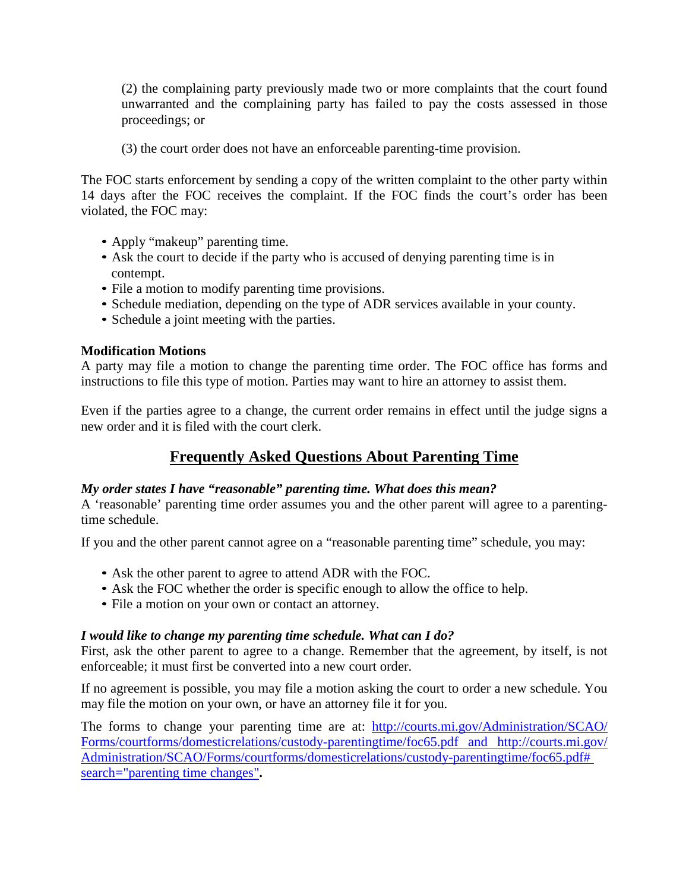(2) the complaining party previously made two or more complaints that the court found unwarranted and the complaining party has failed to pay the costs assessed in those proceedings; or

(3) the court order does not have an enforceable parenting-time provision.

The FOC starts enforcement by sending a copy of the written complaint to the other party within 14 days after the FOC receives the complaint. If the FOC finds the court's order has been violated, the FOC may:

- Apply "makeup" parenting time.
- Ask the court to decide if the party who is accused of denying parenting time is in contempt.
- File a motion to modify parenting time provisions.
- Schedule mediation, depending on the type of ADR services available in your county.
- Schedule a joint meeting with the parties.

**Modification Motions**

A party may file a motion to change the parenting time order. The FOC office has forms and instructions to file this type of motion. Parties may want to hire an attorney to assist them.

Even if the parties agree to a change, the current order remains in effect until the judge signs a new order and it is filed with the court clerk.

## Frequently Asked Questions About Parenting Time

***My order states I have "reasonable" parenting time. What does this mean?***

A 'reasonable' parenting time order assumes you and the other parent will agree to a parenting-time schedule.

If you and the other parent cannot agree on a "reasonable parenting time" schedule, you may:

- Ask the other parent to agree to attend ADR with the FOC.
- Ask the FOC whether the order is specific enough to allow the office to help.
- File a motion on your own or contact an attorney.

***I would like to change my parenting time schedule. What can I do?***

First, ask the other parent to agree to a change. Remember that the agreement, by itself, is not enforceable; it must first be converted into a new court order.

If no agreement is possible, you may file a motion asking the court to order a new schedule. You may file the motion on your own, or have an attorney file it for you.

The forms to change your parenting time are at: [http://courts.mi.gov/Administration/SCAO/Forms/courtforms/domesticrelations/custody-parentingtime/foc65.pdf](http://courts.mi.gov/Administration/SCAO/Forms/courtforms/domesticrelations/custody-parentingtime/foc65.pdf) and [http://courts.mi.gov/Administration/SCAO/Forms/courtforms/domesticrelations/custody-parentingtime/foc65.pdf#search="parenting time changes"](http://courts.mi.gov/Administration/SCAO/Forms/courtforms/domesticrelations/custody-parentingtime/foc65.pdf#search="parenting time changes")**.**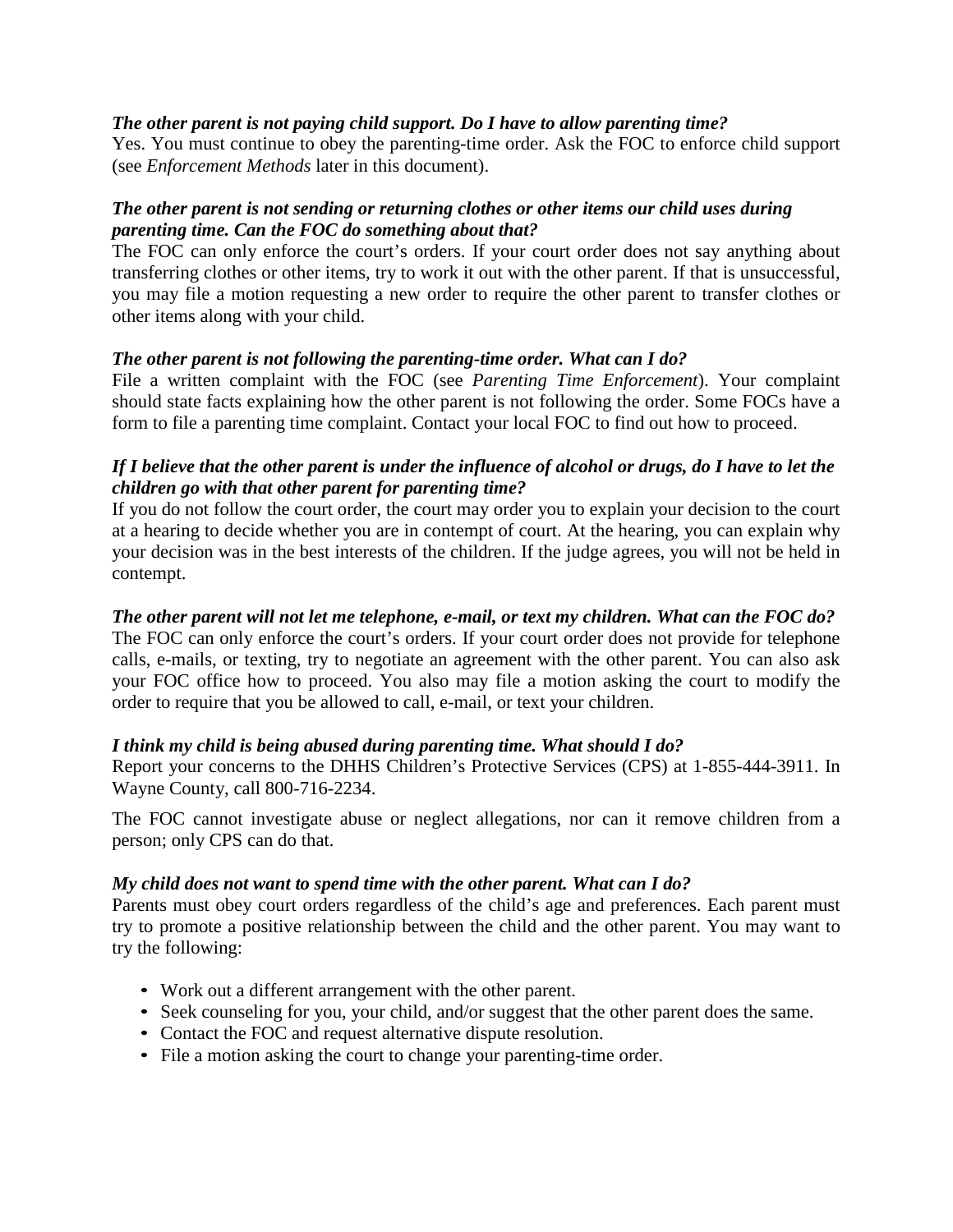***The other parent is not paying child support. Do I have to allow parenting time?***

Yes. You must continue to obey the parenting-time order. Ask the FOC to enforce child support (see *Enforcement Methods* later in this document).

***The other parent is not sending or returning clothes or other items our child uses during parenting time. Can the FOC do something about that?***

The FOC can only enforce the court's orders. If your court order does not say anything about transferring clothes or other items, try to work it out with the other parent. If that is unsuccessful, you may file a motion requesting a new order to require the other parent to transfer clothes or other items along with your child.

***The other parent is not following the parenting-time order. What can I do?***

File a written complaint with the FOC (see *Parenting Time Enforcement*). Your complaint should state facts explaining how the other parent is not following the order. Some FOCs have a form to file a parenting time complaint. Contact your local FOC to find out how to proceed.

***If I believe that the other parent is under the influence of alcohol or drugs, do I have to let the children go with that other parent for parenting time?***

If you do not follow the court order, the court may order you to explain your decision to the court at a hearing to decide whether you are in contempt of court. At the hearing, you can explain why your decision was in the best interests of the children. If the judge agrees, you will not be held in contempt.

***The other parent will not let me telephone, e-mail, or text my children. What can the FOC do?***

The FOC can only enforce the court's orders. If your court order does not provide for telephone calls, e-mails, or texting, try to negotiate an agreement with the other parent. You can also ask your FOC office how to proceed. You also may file a motion asking the court to modify the order to require that you be allowed to call, e-mail, or text your children.

***I think my child is being abused during parenting time. What should I do?***

Report your concerns to the DHHS Children's Protective Services (CPS) at 1-855-444-3911. In Wayne County, call 800-716-2234.

The FOC cannot investigate abuse or neglect allegations, nor can it remove children from a person; only CPS can do that.

***My child does not want to spend time with the other parent. What can I do?***

Parents must obey court orders regardless of the child's age and preferences. Each parent must try to promote a positive relationship between the child and the other parent. You may want to try the following:

- Work out a different arrangement with the other parent.
- Seek counseling for you, your child, and/or suggest that the other parent does the same.
- Contact the FOC and request alternative dispute resolution.
- File a motion asking the court to change your parenting-time order.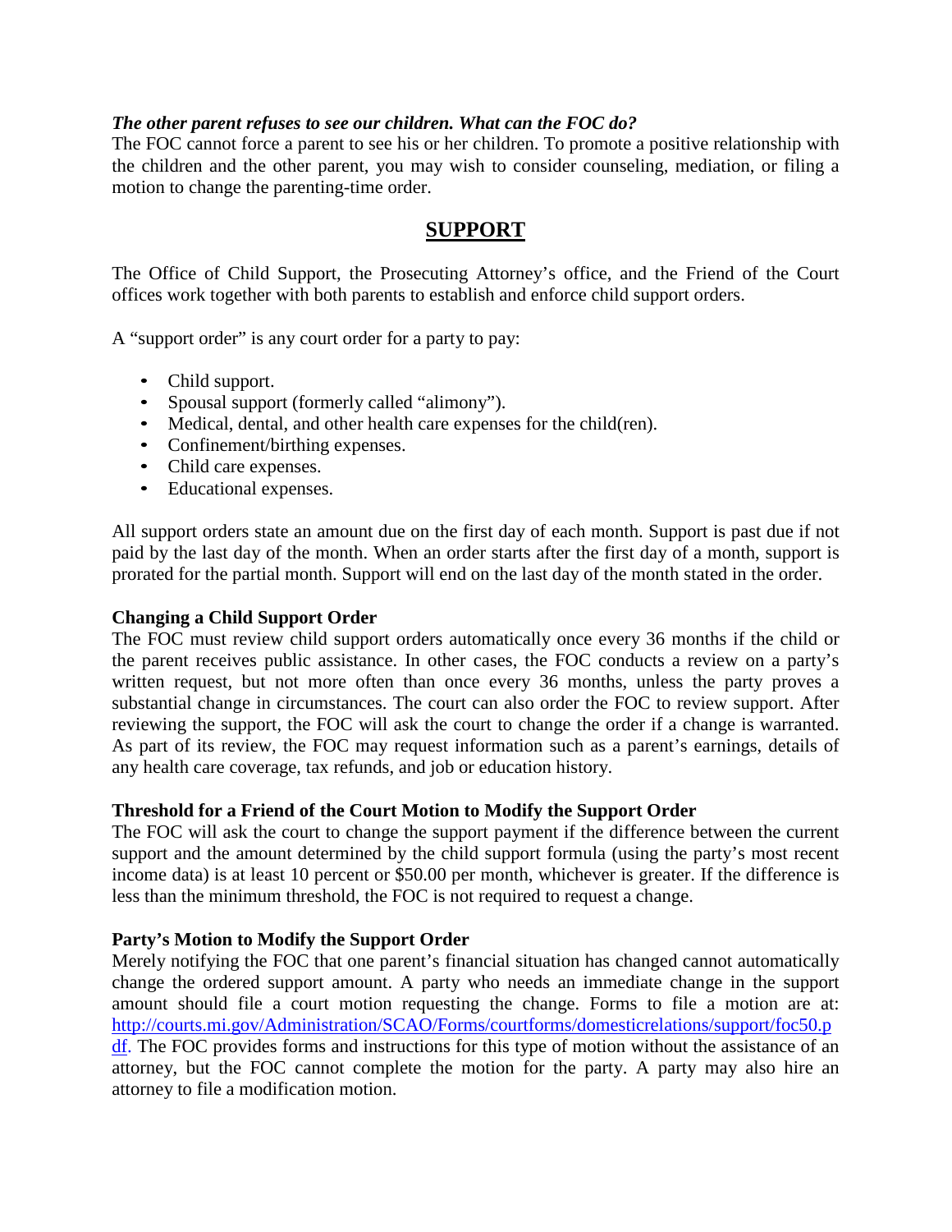***The other parent refuses to see our children. What can the FOC do?***

The FOC cannot force a parent to see his or her children. To promote a positive relationship with the children and the other parent, you may wish to consider counseling, mediation, or filing a motion to change the parenting-time order.

## SUPPORT

The Office of Child Support, the Prosecuting Attorney's office, and the Friend of the Court offices work together with both parents to establish and enforce child support orders.

A "support order" is any court order for a party to pay:

- Child support.
- Spousal support (formerly called "alimony").
- Medical, dental, and other health care expenses for the child(ren).
- Confinement/birthing expenses.
- Child care expenses.
- Educational expenses.

All support orders state an amount due on the first day of each month. Support is past due if not paid by the last day of the month. When an order starts after the first day of a month, support is prorated for the partial month. Support will end on the last day of the month stated in the order.

**Changing a Child Support Order**

The FOC must review child support orders automatically once every 36 months if the child or the parent receives public assistance. In other cases, the FOC conducts a review on a party's written request, but not more often than once every 36 months, unless the party proves a substantial change in circumstances. The court can also order the FOC to review support. After reviewing the support, the FOC will ask the court to change the order if a change is warranted. As part of its review, the FOC may request information such as a parent's earnings, details of any health care coverage, tax refunds, and job or education history.

**Threshold for a Friend of the Court Motion to Modify the Support Order**

The FOC will ask the court to change the support payment if the difference between the current support and the amount determined by the child support formula (using the party's most recent income data) is at least 10 percent or $50.00 per month, whichever is greater. If the difference is less than the minimum threshold, the FOC is not required to request a change.

**Party's Motion to Modify the Support Order**

Merely notifying the FOC that one parent's financial situation has changed cannot automatically change the ordered support amount. A party who needs an immediate change in the support amount should file a court motion requesting the change. Forms to file a motion are at: http://courts.mi.gov/Administration/SCAO/Forms/courtforms/domesticrelations/support/foc50.pdf. The FOC provides forms and instructions for this type of motion without the assistance of an attorney, but the FOC cannot complete the motion for the party. A party may also hire an attorney to file a modification motion.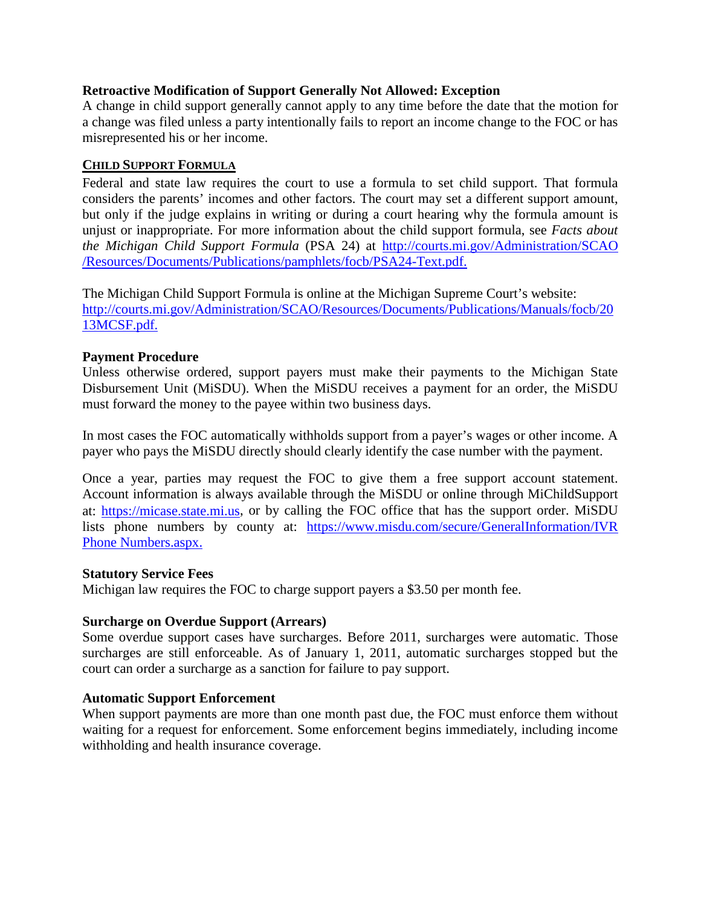**Retroactive Modification of Support Generally Not Allowed: Exception**

A change in child support generally cannot apply to any time before the date that the motion for a change was filed unless a party intentionally fails to report an income change to the FOC or has misrepresented his or her income.

## CHILD SUPPORT FORMULA

Federal and state law requires the court to use a formula to set child support. That formula considers the parents' incomes and other factors. The court may set a different support amount, but only if the judge explains in writing or during a court hearing why the formula amount is unjust or inappropriate. For more information about the child support formula, see *Facts about the Michigan Child Support Formula* (PSA 24) at [http://courts.mi.gov/Administration/SCAO/Resources/Documents/Publications/pamphlets/focb/PSA24-Text.pdf.](http://courts.mi.gov/Administration/SCAO/Resources/Documents/Publications/pamphlets/focb/PSA24-Text.pdf)

The Michigan Child Support Formula is online at the Michigan Supreme Court's website: [http://courts.mi.gov/Administration/SCAO/Resources/Documents/Publications/Manuals/focb/2013MCSF.pdf.](http://courts.mi.gov/Administration/SCAO/Resources/Documents/Publications/Manuals/focb/2013MCSF.pdf)

**Payment Procedure**

Unless otherwise ordered, support payers must make their payments to the Michigan State Disbursement Unit (MiSDU). When the MiSDU receives a payment for an order, the MiSDU must forward the money to the payee within two business days.

In most cases the FOC automatically withholds support from a payer's wages or other income. A payer who pays the MiSDU directly should clearly identify the case number with the payment.

Once a year, parties may request the FOC to give them a free support account statement. Account information is always available through the MiSDU or online through MiChildSupport at: [https://micase.state.mi.us](https://micase.state.mi.us), or by calling the FOC office that has the support order. MiSDU lists phone numbers by county at: [https://www.misdu.com/secure/GeneralInformation/IVR Phone Numbers.aspx.](https://www.misdu.com/secure/GeneralInformation/IVR%20Phone%20Numbers.aspx)

**Statutory Service Fees**

Michigan law requires the FOC to charge support payers a $3.50 per month fee.

**Surcharge on Overdue Support (Arrears)**

Some overdue support cases have surcharges. Before 2011, surcharges were automatic. Those surcharges are still enforceable. As of January 1, 2011, automatic surcharges stopped but the court can order a surcharge as a sanction for failure to pay support.

**Automatic Support Enforcement**

When support payments are more than one month past due, the FOC must enforce them without waiting for a request for enforcement. Some enforcement begins immediately, including income withholding and health insurance coverage.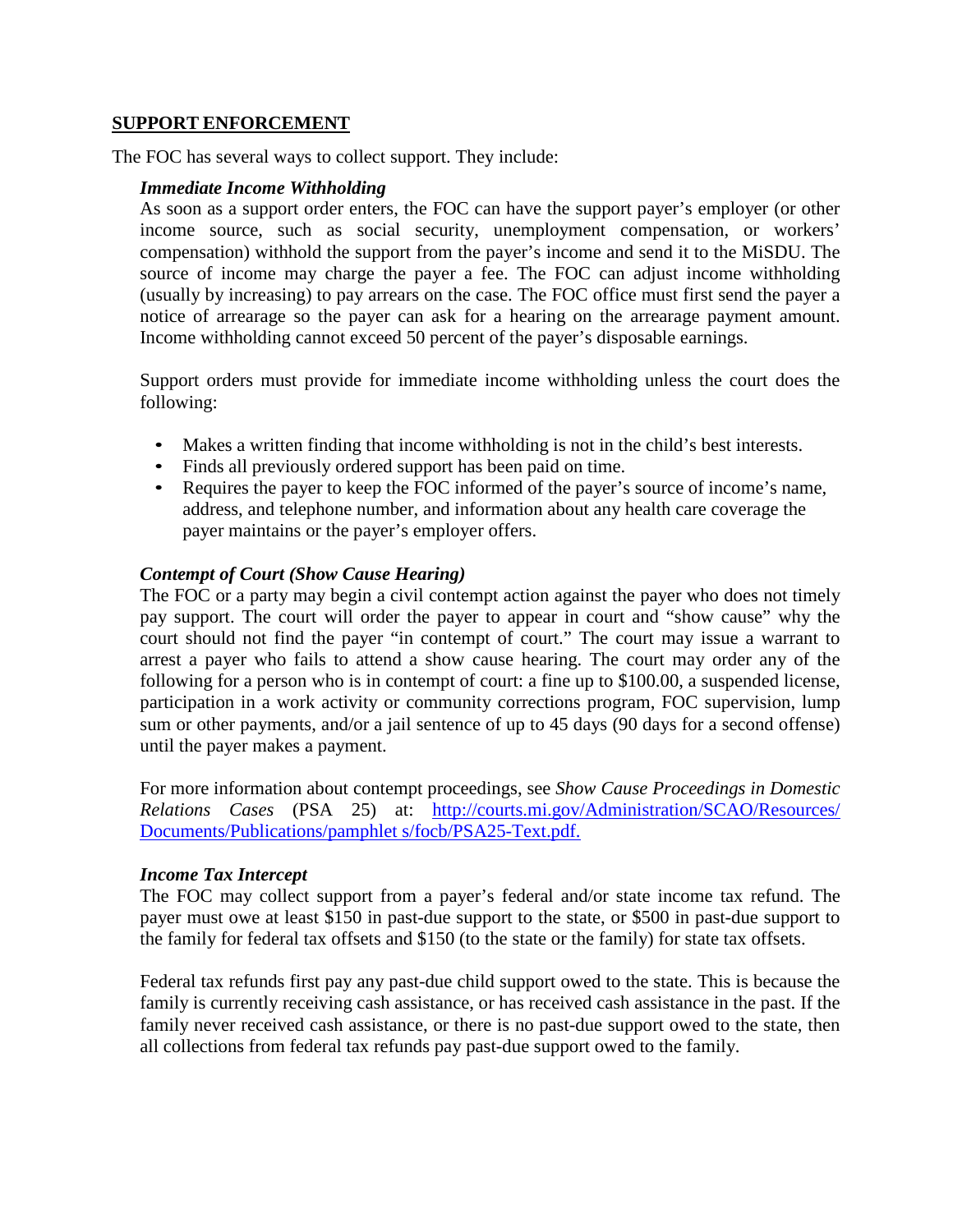## SUPPORT ENFORCEMENT

The FOC has several ways to collect support. They include:

### *Immediate Income Withholding*

As soon as a support order enters, the FOC can have the support payer's employer (or other income source, such as social security, unemployment compensation, or workers' compensation) withhold the support from the payer's income and send it to the MiSDU. The source of income may charge the payer a fee. The FOC can adjust income withholding (usually by increasing) to pay arrears on the case. The FOC office must first send the payer a notice of arrearage so the payer can ask for a hearing on the arrearage payment amount. Income withholding cannot exceed 50 percent of the payer's disposable earnings.

Support orders must provide for immediate income withholding unless the court does the following:

- Makes a written finding that income withholding is not in the child's best interests.
- Finds all previously ordered support has been paid on time.
- Requires the payer to keep the FOC informed of the payer's source of income's name, address, and telephone number, and information about any health care coverage the payer maintains or the payer's employer offers.

### *Contempt of Court (Show Cause Hearing)*

The FOC or a party may begin a civil contempt action against the payer who does not timely pay support. The court will order the payer to appear in court and "show cause" why the court should not find the payer "in contempt of court." The court may issue a warrant to arrest a payer who fails to attend a show cause hearing. The court may order any of the following for a person who is in contempt of court: a fine up to $100.00, a suspended license, participation in a work activity or community corrections program, FOC supervision, lump sum or other payments, and/or a jail sentence of up to 45 days (90 days for a second offense) until the payer makes a payment.

For more information about contempt proceedings, see *Show Cause Proceedings in Domestic Relations Cases* (PSA 25) at: [http://courts.mi.gov/Administration/SCAO/Resources/Documents/Publications/pamphlet s/focb/PSA25-Text.pdf.](http://courts.mi.gov/Administration/SCAO/Resources/Documents/Publications/pamphlets/focb/PSA25-Text.pdf)

### *Income Tax Intercept*

The FOC may collect support from a payer's federal and/or state income tax refund. The payer must owe at least $150 in past-due support to the state, or $500 in past-due support to the family for federal tax offsets and $150 (to the state or the family) for state tax offsets.

Federal tax refunds first pay any past-due child support owed to the state. This is because the family is currently receiving cash assistance, or has received cash assistance in the past. If the family never received cash assistance, or there is no past-due support owed to the state, then all collections from federal tax refunds pay past-due support owed to the family.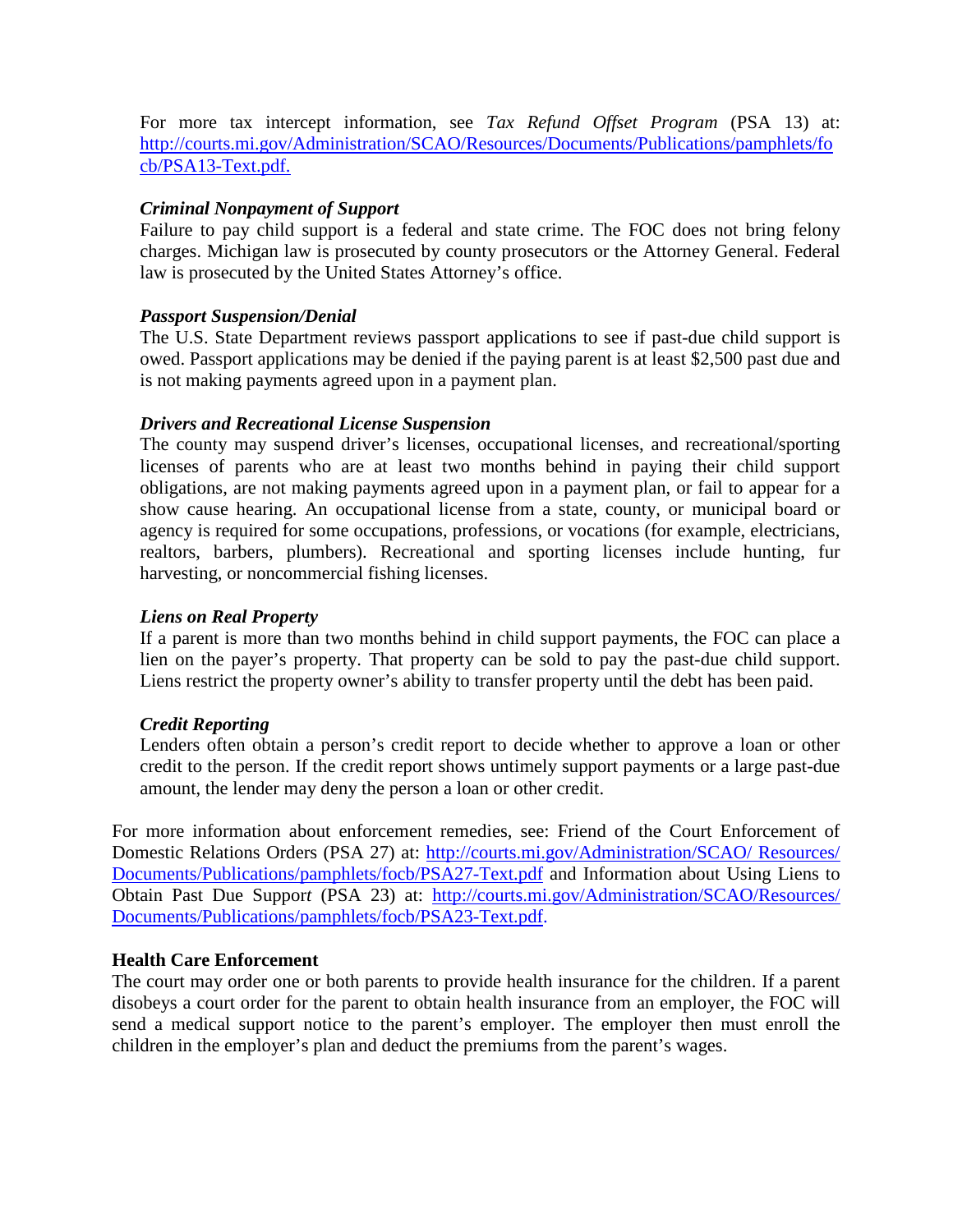For more tax intercept information, see *Tax Refund Offset Program* (PSA 13) at: http://courts.mi.gov/Administration/SCAO/Resources/Documents/Publications/pamphlets/focb/PSA13-Text.pdf.

***Criminal Nonpayment of Support***

Failure to pay child support is a federal and state crime. The FOC does not bring felony charges. Michigan law is prosecuted by county prosecutors or the Attorney General. Federal law is prosecuted by the United States Attorney's office.

***Passport Suspension/Denial***

The U.S. State Department reviews passport applications to see if past-due child support is owed. Passport applications may be denied if the paying parent is at least $2,500 past due and is not making payments agreed upon in a payment plan.

***Drivers and Recreational License Suspension***

The county may suspend driver's licenses, occupational licenses, and recreational/sporting licenses of parents who are at least two months behind in paying their child support obligations, are not making payments agreed upon in a payment plan, or fail to appear for a show cause hearing. An occupational license from a state, county, or municipal board or agency is required for some occupations, professions, or vocations (for example, electricians, realtors, barbers, plumbers). Recreational and sporting licenses include hunting, fur harvesting, or noncommercial fishing licenses.

***Liens on Real Property***

If a parent is more than two months behind in child support payments, the FOC can place a lien on the payer's property. That property can be sold to pay the past-due child support. Liens restrict the property owner's ability to transfer property until the debt has been paid.

***Credit Reporting***

Lenders often obtain a person's credit report to decide whether to approve a loan or other credit to the person. If the credit report shows untimely support payments or a large past-due amount, the lender may deny the person a loan or other credit.

For more information about enforcement remedies, see: Friend of the Court Enforcement of Domestic Relations Orders (PSA 27) at: http://courts.mi.gov/Administration/SCAO/ Resources/Documents/Publications/pamphlets/focb/PSA27-Text.pdf and Information about Using Liens to Obtain Past Due Suppor*t* (PSA 23) at: http://courts.mi.gov/Administration/SCAO/Resources/Documents/Publications/pamphlets/focb/PSA23-Text.pdf.

**Health Care Enforcement**

The court may order one or both parents to provide health insurance for the children. If a parent disobeys a court order for the parent to obtain health insurance from an employer, the FOC will send a medical support notice to the parent's employer. The employer then must enroll the children in the employer's plan and deduct the premiums from the parent's wages.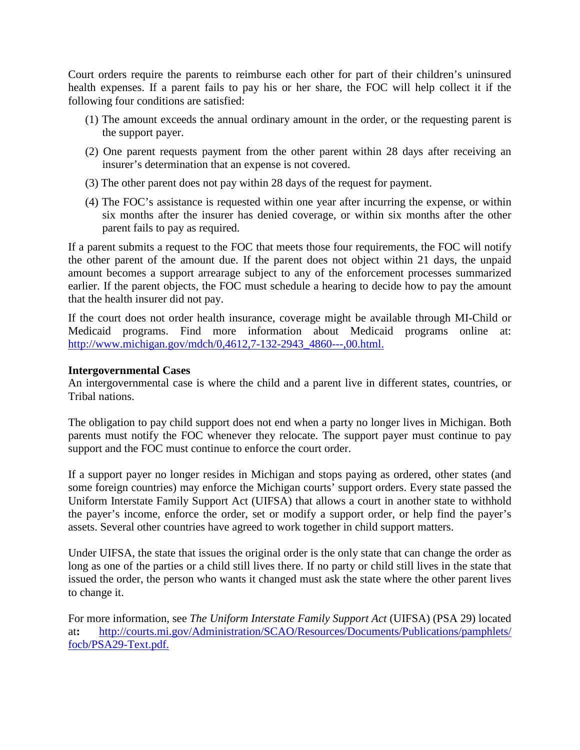Court orders require the parents to reimburse each other for part of their children's uninsured health expenses. If a parent fails to pay his or her share, the FOC will help collect it if the following four conditions are satisfied:

(1) The amount exceeds the annual ordinary amount in the order, or the requesting parent is the support payer.

(2) One parent requests payment from the other parent within 28 days after receiving an insurer's determination that an expense is not covered.

(3) The other parent does not pay within 28 days of the request for payment.

(4) The FOC's assistance is requested within one year after incurring the expense, or within six months after the insurer has denied coverage, or within six months after the other parent fails to pay as required.

If a parent submits a request to the FOC that meets those four requirements, the FOC will notify the other parent of the amount due. If the parent does not object within 21 days, the unpaid amount becomes a support arrearage subject to any of the enforcement processes summarized earlier. If the parent objects, the FOC must schedule a hearing to decide how to pay the amount that the health insurer did not pay.

If the court does not order health insurance, coverage might be available through MI-Child or Medicaid programs. Find more information about Medicaid programs online at: [http://www.michigan.gov/mdch/0,4612,7-132-2943_4860---,00.html.](http://www.michigan.gov/mdch/0,4612,7-132-2943_4860---,00.html)

**Intergovernmental Cases**

An intergovernmental case is where the child and a parent live in different states, countries, or Tribal nations.

The obligation to pay child support does not end when a party no longer lives in Michigan. Both parents must notify the FOC whenever they relocate. The support payer must continue to pay support and the FOC must continue to enforce the court order.

If a support payer no longer resides in Michigan and stops paying as ordered, other states (and some foreign countries) may enforce the Michigan courts' support orders. Every state passed the Uniform Interstate Family Support Act (UIFSA) that allows a court in another state to withhold the payer's income, enforce the order, set or modify a support order, or help find the payer's assets. Several other countries have agreed to work together in child support matters.

Under UIFSA, the state that issues the original order is the only state that can change the order as long as one of the parties or a child still lives there. If no party or child still lives in the state that issued the order, the person who wants it changed must ask the state where the other parent lives to change it.

For more information, see *The Uniform Interstate Family Support Act* (UIFSA) (PSA 29) located at**:** [http://courts.mi.gov/Administration/SCAO/Resources/Documents/Publications/pamphlets/focb/PSA29-Text.pdf.](http://courts.mi.gov/Administration/SCAO/Resources/Documents/Publications/pamphlets/focb/PSA29-Text.pdf)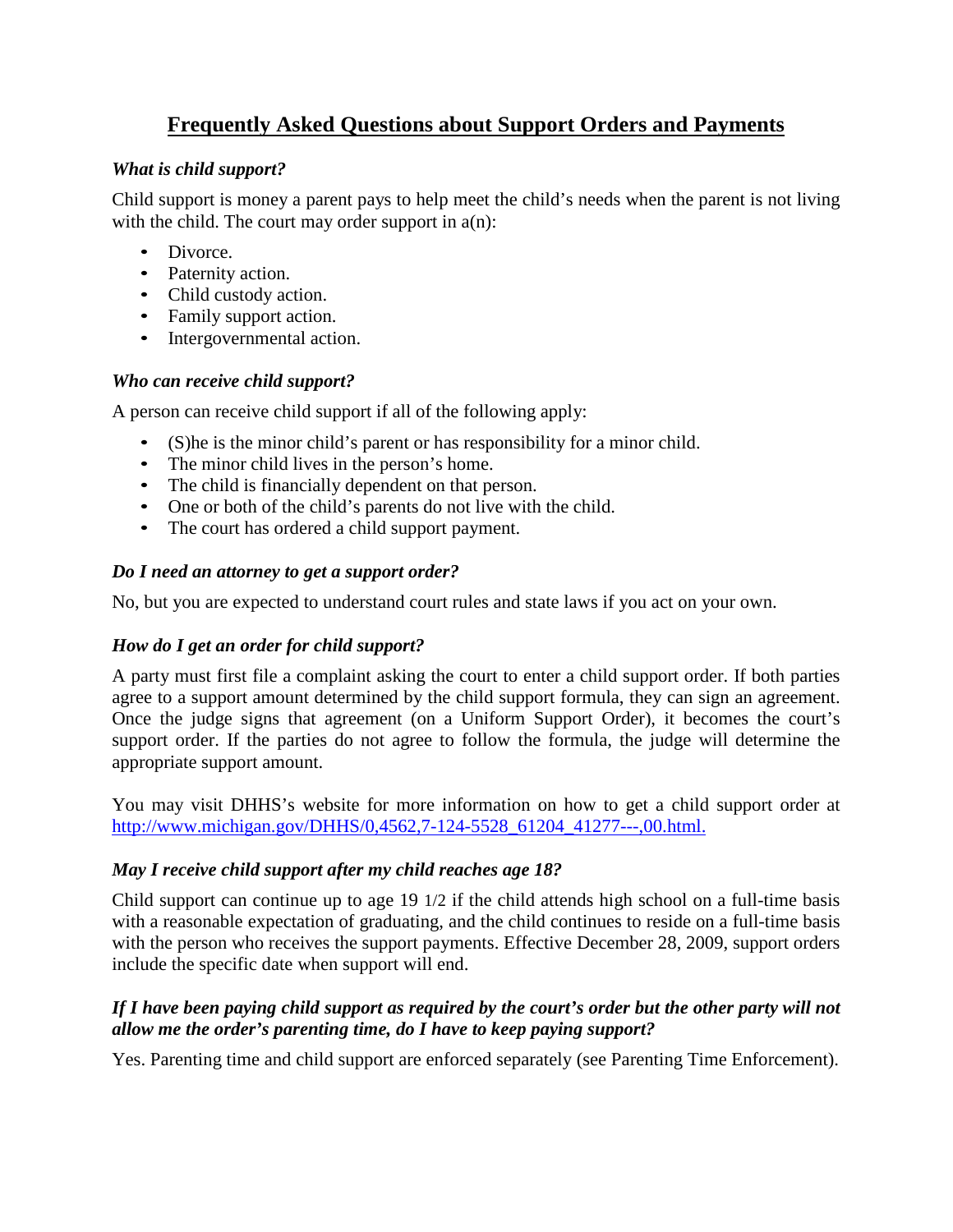# Frequently Asked Questions about Support Orders and Payments

### *What is child support?*

Child support is money a parent pays to help meet the child's needs when the parent is not living with the child. The court may order support in a(n):

- Divorce.
- Paternity action.
- Child custody action.
- Family support action.
- Intergovernmental action.

### *Who can receive child support?*

A person can receive child support if all of the following apply:

- (S)he is the minor child's parent or has responsibility for a minor child.
- The minor child lives in the person's home.
- The child is financially dependent on that person.
- One or both of the child's parents do not live with the child.
- The court has ordered a child support payment.

### *Do I need an attorney to get a support order?*

No, but you are expected to understand court rules and state laws if you act on your own.

### *How do I get an order for child support?*

A party must first file a complaint asking the court to enter a child support order. If both parties agree to a support amount determined by the child support formula, they can sign an agreement. Once the judge signs that agreement (on a Uniform Support Order), it becomes the court's support order. If the parties do not agree to follow the formula, the judge will determine the appropriate support amount.

You may visit DHHS's website for more information on how to get a child support order at http://www.michigan.gov/DHHS/0,4562,7-124-5528_61204_41277---,00.html.

### *May I receive child support after my child reaches age 18?*

Child support can continue up to age 19 1/2 if the child attends high school on a full-time basis with a reasonable expectation of graduating, and the child continues to reside on a full-time basis with the person who receives the support payments. Effective December 28, 2009, support orders include the specific date when support will end.

### *If I have been paying child support as required by the court's order but the other party will not allow me the order's parenting time, do I have to keep paying support?*

Yes. Parenting time and child support are enforced separately (see Parenting Time Enforcement).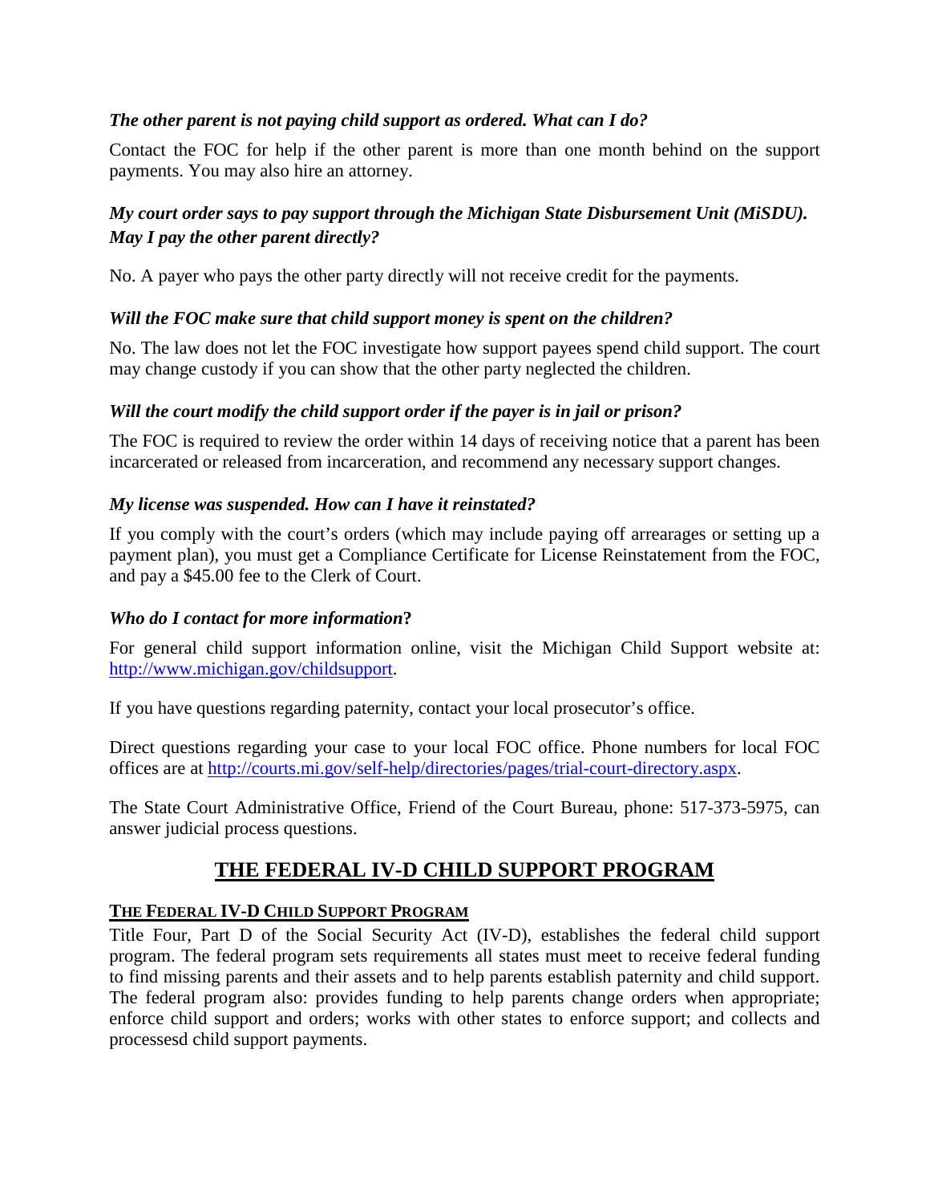*The other parent is not paying child support as ordered. What can I do?*

Contact the FOC for help if the other parent is more than one month behind on the support payments. You may also hire an attorney.

*My court order says to pay support through the Michigan State Disbursement Unit (MiSDU). May I pay the other parent directly?*

No. A payer who pays the other party directly will not receive credit for the payments.

*Will the FOC make sure that child support money is spent on the children?*

No. The law does not let the FOC investigate how support payees spend child support. The court may change custody if you can show that the other party neglected the children.

*Will the court modify the child support order if the payer is in jail or prison?*

The FOC is required to review the order within 14 days of receiving notice that a parent has been incarcerated or released from incarceration, and recommend any necessary support changes.

*My license was suspended. How can I have it reinstated?*

If you comply with the court's orders (which may include paying off arrearages or setting up a payment plan), you must get a Compliance Certificate for License Reinstatement from the FOC, and pay a $45.00 fee to the Clerk of Court.

*Who do I contact for more information***?**

For general child support information online, visit the Michigan Child Support website at: [http://www.michigan.gov/childsupport](http://www.michigan.gov/childsupport).

If you have questions regarding paternity, contact your local prosecutor's office.

Direct questions regarding your case to your local FOC office. Phone numbers for local FOC offices are at [http://courts.mi.gov/self-help/directories/pages/trial-court-directory.aspx](http://courts.mi.gov/self-help/directories/pages/trial-court-directory.aspx).

The State Court Administrative Office, Friend of the Court Bureau, phone: 517-373-5975, can answer judicial process questions.

## THE FEDERAL IV-D CHILD SUPPORT PROGRAM

### THE FEDERAL IV-D CHILD SUPPORT PROGRAM

Title Four, Part D of the Social Security Act (IV-D), establishes the federal child support program. The federal program sets requirements all states must meet to receive federal funding to find missing parents and their assets and to help parents establish paternity and child support. The federal program also: provides funding to help parents change orders when appropriate; enforce child support and orders; works with other states to enforce support; and collects and processesd child support payments.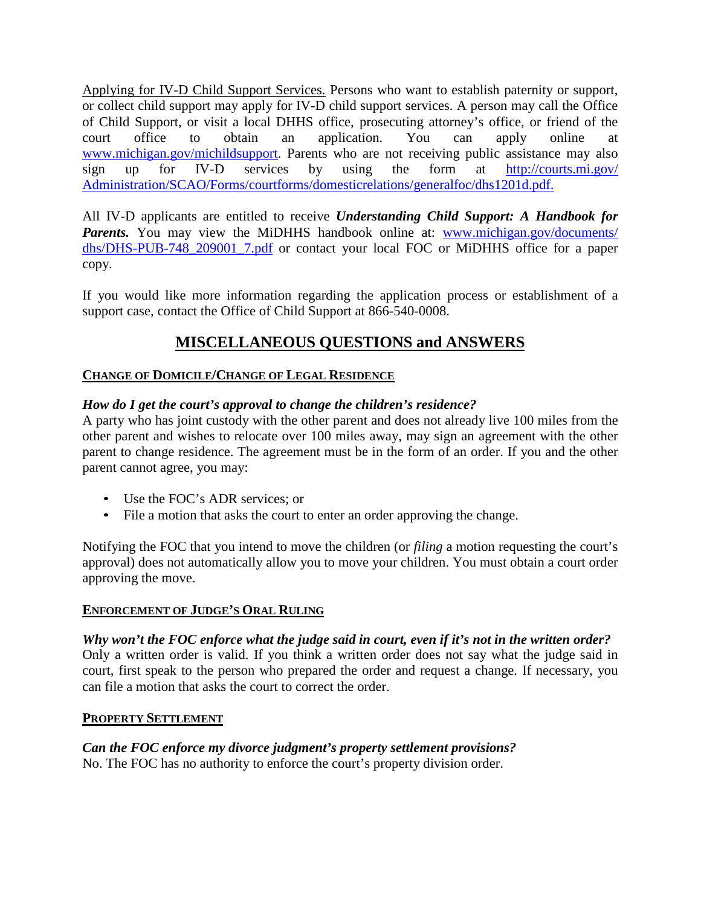Applying for IV-D Child Support Services. Persons who want to establish paternity or support, or collect child support may apply for IV-D child support services. A person may call the Office of Child Support, or visit a local DHHS office, prosecuting attorney's office, or friend of the court office to obtain an application. You can apply online at www.michigan.gov/michildsupport. Parents who are not receiving public assistance may also sign up for IV-D services by using the form at http://courts.mi.gov/Administration/SCAO/Forms/courtforms/domesticrelations/generalfoc/dhs1201d.pdf.

All IV-D applicants are entitled to receive ***Understanding Child Support: A Handbook for Parents.*** You may view the MiDHHS handbook online at: www.michigan.gov/documents/dhs/DHS-PUB-748_209001_7.pdf or contact your local FOC or MiDHHS office for a paper copy.

If you would like more information regarding the application process or establishment of a support case, contact the Office of Child Support at 866-540-0008.

## MISCELLANEOUS QUESTIONS and ANSWERS

### CHANGE OF DOMICILE/CHANGE OF LEGAL RESIDENCE

***How do I get the court's approval to change the children's residence?***

A party who has joint custody with the other parent and does not already live 100 miles from the other parent and wishes to relocate over 100 miles away, may sign an agreement with the other parent to change residence. The agreement must be in the form of an order. If you and the other parent cannot agree, you may:

- Use the FOC's ADR services; or
- File a motion that asks the court to enter an order approving the change.

Notifying the FOC that you intend to move the children (or *filing* a motion requesting the court's approval) does not automatically allow you to move your children. You must obtain a court order approving the move.

### ENFORCEMENT OF JUDGE'S ORAL RULING

***Why won't the FOC enforce what the judge said in court, even if it's not in the written order?***

Only a written order is valid. If you think a written order does not say what the judge said in court, first speak to the person who prepared the order and request a change. If necessary, you can file a motion that asks the court to correct the order.

### PROPERTY SETTLEMENT

***Can the FOC enforce my divorce judgment's property settlement provisions?***

No. The FOC has no authority to enforce the court's property division order.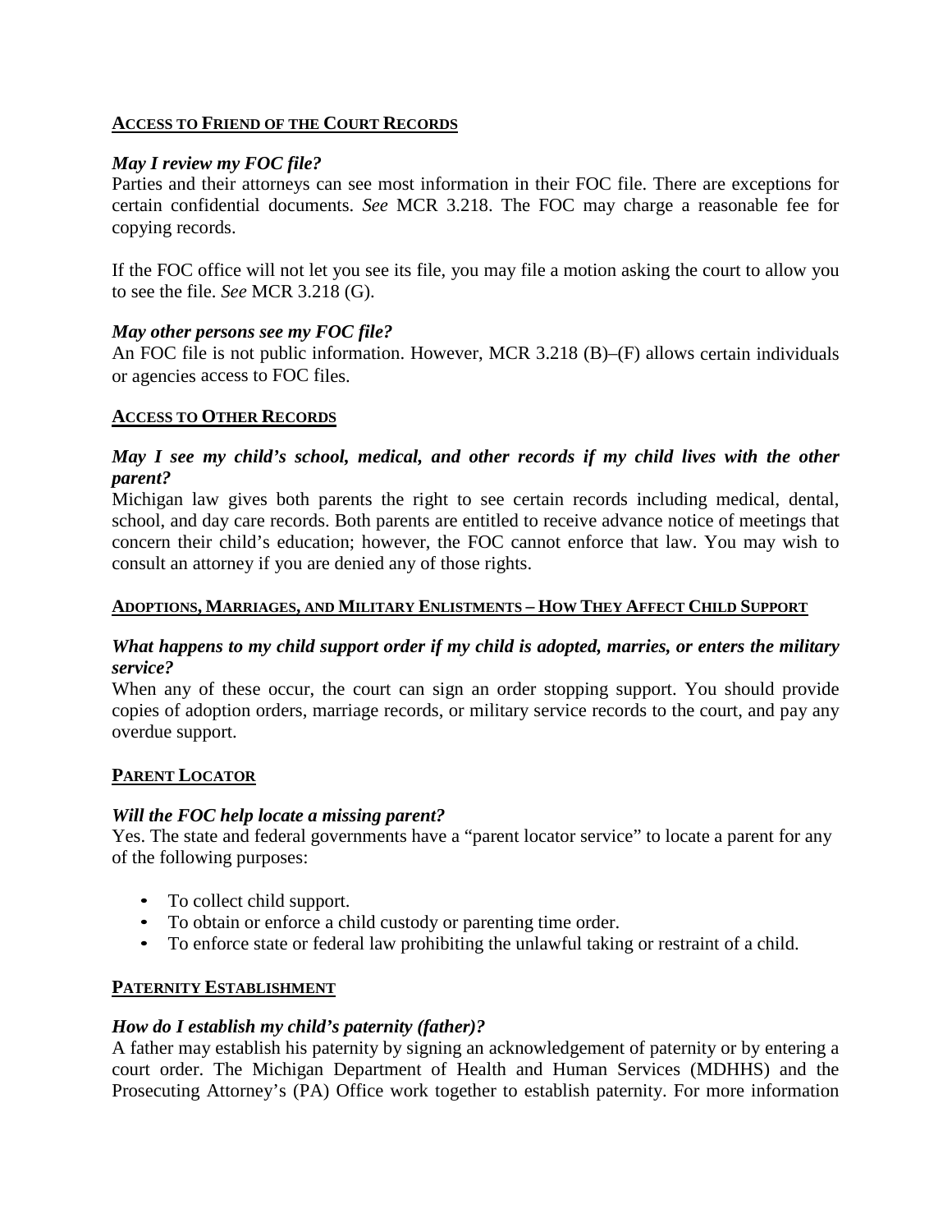## **ACCESS TO FRIEND OF THE COURT RECORDS**

### *May I review my FOC file?*

Parties and their attorneys can see most information in their FOC file. There are exceptions for certain confidential documents. *See* MCR 3.218. The FOC may charge a reasonable fee for copying records.

If the FOC office will not let you see its file, you may file a motion asking the court to allow you to see the file. *See* MCR 3.218 (G).

### *May other persons see my FOC file?*

An FOC file is not public information. However, MCR 3.218 (B)–(F) allows certain individuals or agencies access to FOC files.

## **ACCESS TO OTHER RECORDS**

### *May I see my child's school, medical, and other records if my child lives with the other parent?*

Michigan law gives both parents the right to see certain records including medical, dental, school, and day care records. Both parents are entitled to receive advance notice of meetings that concern their child's education; however, the FOC cannot enforce that law. You may wish to consult an attorney if you are denied any of those rights.

## **ADOPTIONS, MARRIAGES, AND MILITARY ENLISTMENTS – HOW THEY AFFECT CHILD SUPPORT**

### *What happens to my child support order if my child is adopted, marries, or enters the military service?*

When any of these occur, the court can sign an order stopping support. You should provide copies of adoption orders, marriage records, or military service records to the court, and pay any overdue support.

## **PARENT LOCATOR**

### *Will the FOC help locate a missing parent?*

Yes. The state and federal governments have a "parent locator service" to locate a parent for any of the following purposes:

- To collect child support.
- To obtain or enforce a child custody or parenting time order.
- To enforce state or federal law prohibiting the unlawful taking or restraint of a child.

## **PATERNITY ESTABLISHMENT**

### *How do I establish my child's paternity (father)?*

A father may establish his paternity by signing an acknowledgement of paternity or by entering a court order. The Michigan Department of Health and Human Services (MDHHS) and the Prosecuting Attorney's (PA) Office work together to establish paternity. For more information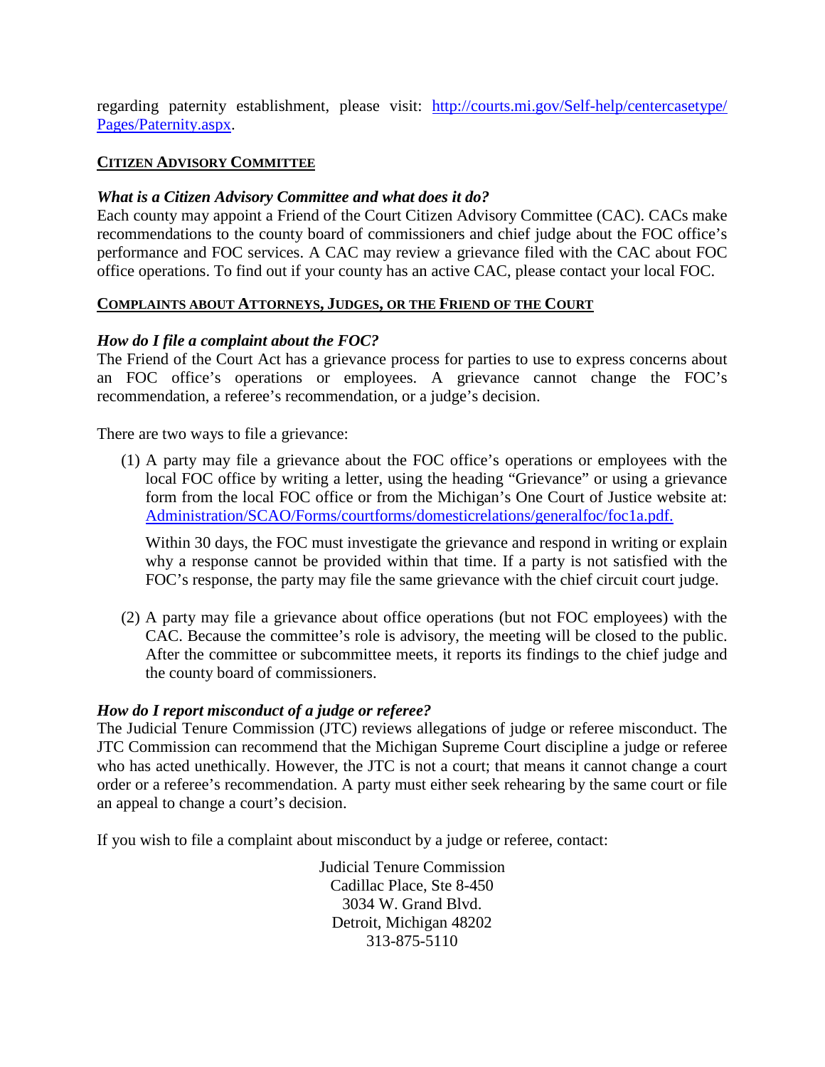regarding paternity establishment, please visit: [http://courts.mi.gov/Self-help/centercasetype/Pages/Paternity.aspx](http://courts.mi.gov/Self-help/centercasetype/Pages/Paternity.aspx).

## CITIZEN ADVISORY COMMITTEE

### *What is a Citizen Advisory Committee and what does it do?*

Each county may appoint a Friend of the Court Citizen Advisory Committee (CAC). CACs make recommendations to the county board of commissioners and chief judge about the FOC office's performance and FOC services. A CAC may review a grievance filed with the CAC about FOC office operations. To find out if your county has an active CAC, please contact your local FOC.

## COMPLAINTS ABOUT ATTORNEYS, JUDGES, OR THE FRIEND OF THE COURT

### *How do I file a complaint about the FOC?*

The Friend of the Court Act has a grievance process for parties to use to express concerns about an FOC office's operations or employees. A grievance cannot change the FOC's recommendation, a referee's recommendation, or a judge's decision.

There are two ways to file a grievance:

(1) A party may file a grievance about the FOC office's operations or employees with the local FOC office by writing a letter, using the heading "Grievance" or using a grievance form from the local FOC office or from the Michigan's One Court of Justice website at: Administration/SCAO/Forms/courtforms/domesticrelations/generalfoc/foc1a.pdf.

   Within 30 days, the FOC must investigate the grievance and respond in writing or explain why a response cannot be provided within that time. If a party is not satisfied with the FOC's response, the party may file the same grievance with the chief circuit court judge.

(2) A party may file a grievance about office operations (but not FOC employees) with the CAC. Because the committee's role is advisory, the meeting will be closed to the public. After the committee or subcommittee meets, it reports its findings to the chief judge and the county board of commissioners.

### *How do I report misconduct of a judge or referee?*

The Judicial Tenure Commission (JTC) reviews allegations of judge or referee misconduct. The JTC Commission can recommend that the Michigan Supreme Court discipline a judge or referee who has acted unethically. However, the JTC is not a court; that means it cannot change a court order or a referee's recommendation. A party must either seek rehearing by the same court or file an appeal to change a court's decision.

If you wish to file a complaint about misconduct by a judge or referee, contact:

Judicial Tenure Commission
Cadillac Place, Ste 8-450
3034 W. Grand Blvd.
Detroit, Michigan 48202
313-875-5110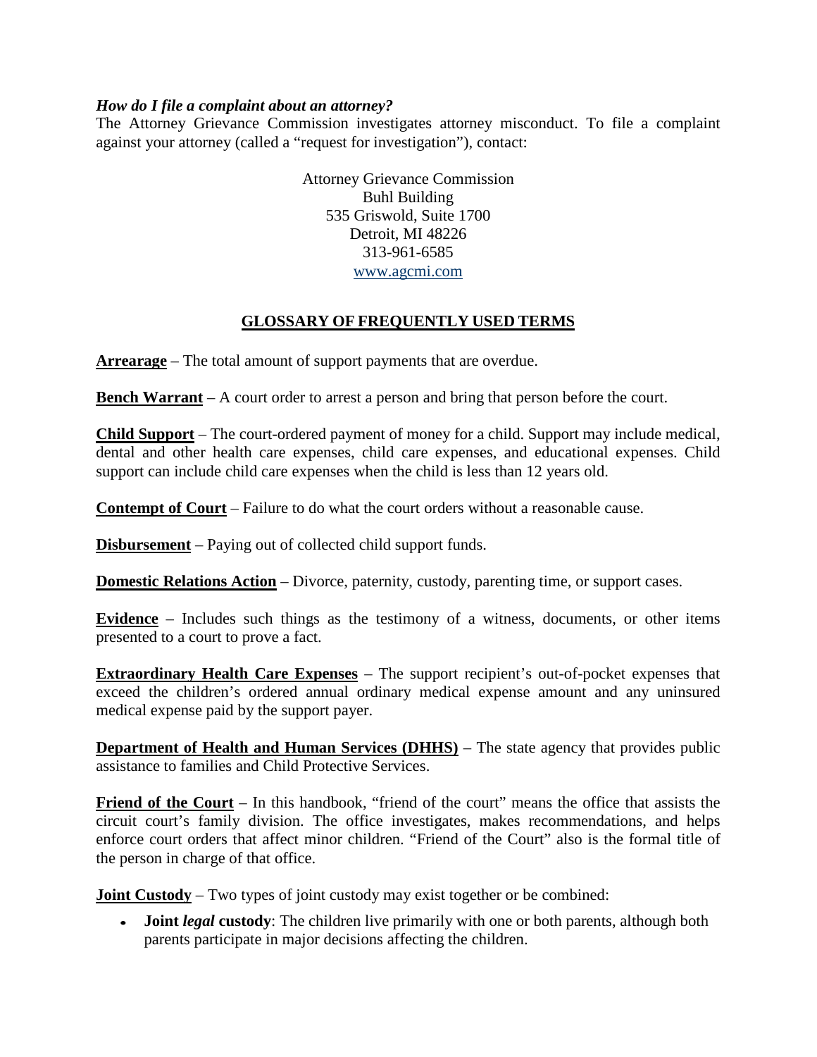***How do I file a complaint about an attorney?***

The Attorney Grievance Commission investigates attorney misconduct. To file a complaint against your attorney (called a "request for investigation"), contact:

Attorney Grievance Commission
Buhl Building
535 Griswold, Suite 1700
Detroit, MI 48226
313-961-6585
www.agcmi.com

## GLOSSARY OF FREQUENTLY USED TERMS

**Arrearage** – The total amount of support payments that are overdue.

**Bench Warrant** – A court order to arrest a person and bring that person before the court.

**Child Support** – The court-ordered payment of money for a child. Support may include medical, dental and other health care expenses, child care expenses, and educational expenses. Child support can include child care expenses when the child is less than 12 years old.

**Contempt of Court** – Failure to do what the court orders without a reasonable cause.

**Disbursement** – Paying out of collected child support funds.

**Domestic Relations Action** – Divorce, paternity, custody, parenting time, or support cases.

**Evidence** – Includes such things as the testimony of a witness, documents, or other items presented to a court to prove a fact.

**Extraordinary Health Care Expenses** – The support recipient's out-of-pocket expenses that exceed the children's ordered annual ordinary medical expense amount and any uninsured medical expense paid by the support payer.

**Department of Health and Human Services (DHHS)** – The state agency that provides public assistance to families and Child Protective Services.

**Friend of the Court** – In this handbook, "friend of the court" means the office that assists the circuit court's family division. The office investigates, makes recommendations, and helps enforce court orders that affect minor children. "Friend of the Court" also is the formal title of the person in charge of that office.

**Joint Custody** – Two types of joint custody may exist together or be combined:

- **Joint *legal* custody**: The children live primarily with one or both parents, although both parents participate in major decisions affecting the children.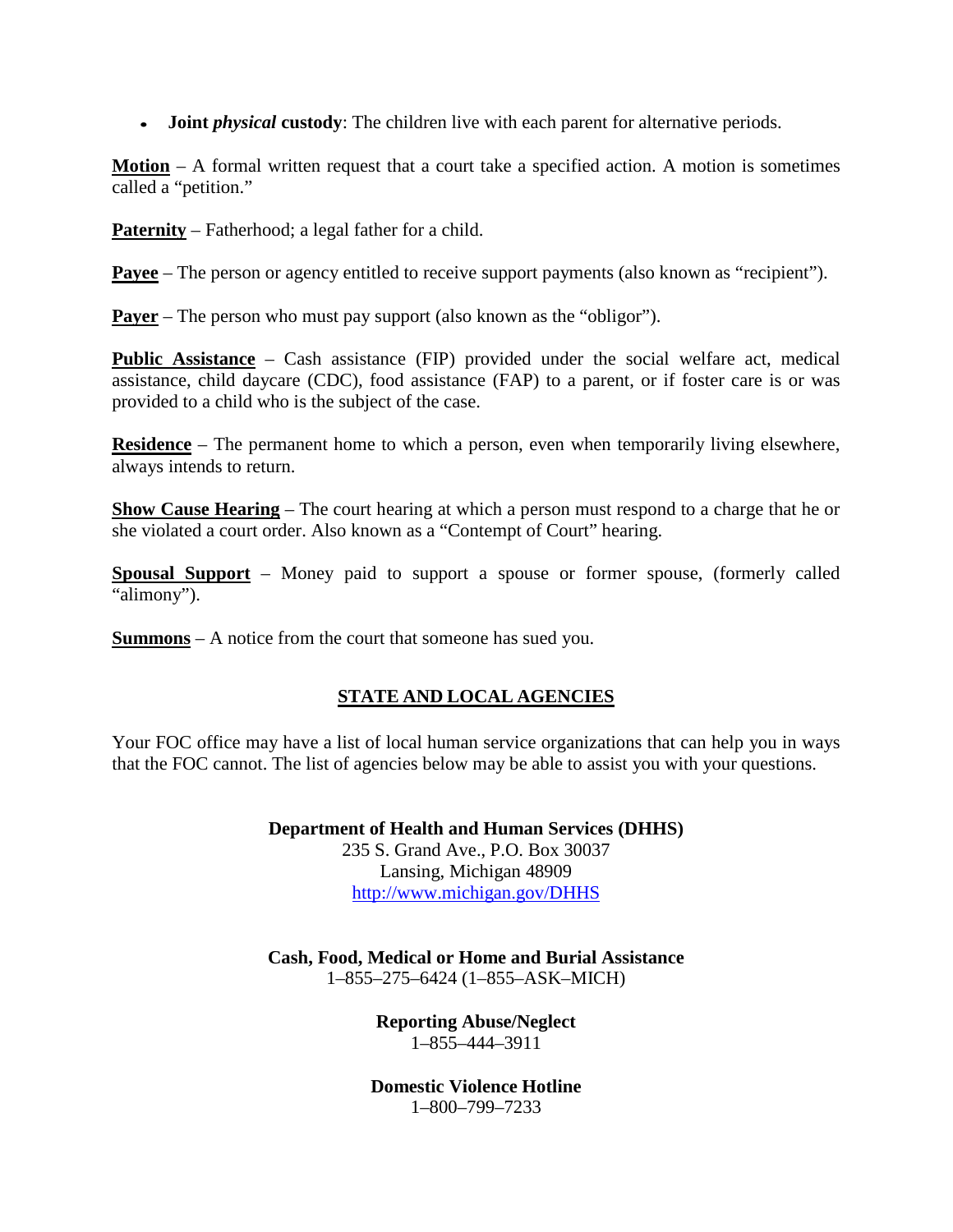- **Joint *physical* custody**: The children live with each parent for alternative periods.

**Motion** – A formal written request that a court take a specified action. A motion is sometimes called a "petition."

**Paternity** – Fatherhood; a legal father for a child.

**Payee** – The person or agency entitled to receive support payments (also known as "recipient").

**Payer** – The person who must pay support (also known as the "obligor").

**Public Assistance** – Cash assistance (FIP) provided under the social welfare act, medical assistance, child daycare (CDC), food assistance (FAP) to a parent, or if foster care is or was provided to a child who is the subject of the case.

**Residence** – The permanent home to which a person, even when temporarily living elsewhere, always intends to return.

**Show Cause Hearing** – The court hearing at which a person must respond to a charge that he or she violated a court order. Also known as a "Contempt of Court" hearing.

**Spousal Support** – Money paid to support a spouse or former spouse, (formerly called "alimony").

**Summons** – A notice from the court that someone has sued you.

## STATE AND LOCAL AGENCIES

Your FOC office may have a list of local human service organizations that can help you in ways that the FOC cannot. The list of agencies below may be able to assist you with your questions.

**Department of Health and Human Services (DHHS)**
235 S. Grand Ave., P.O. Box 30037
Lansing, Michigan 48909
http://www.michigan.gov/DHHS

**Cash, Food, Medical or Home and Burial Assistance**
1–855–275–6424 (1–855–ASK–MICH)

**Reporting Abuse/Neglect**
1–855–444–3911

**Domestic Violence Hotline**
1–800–799–7233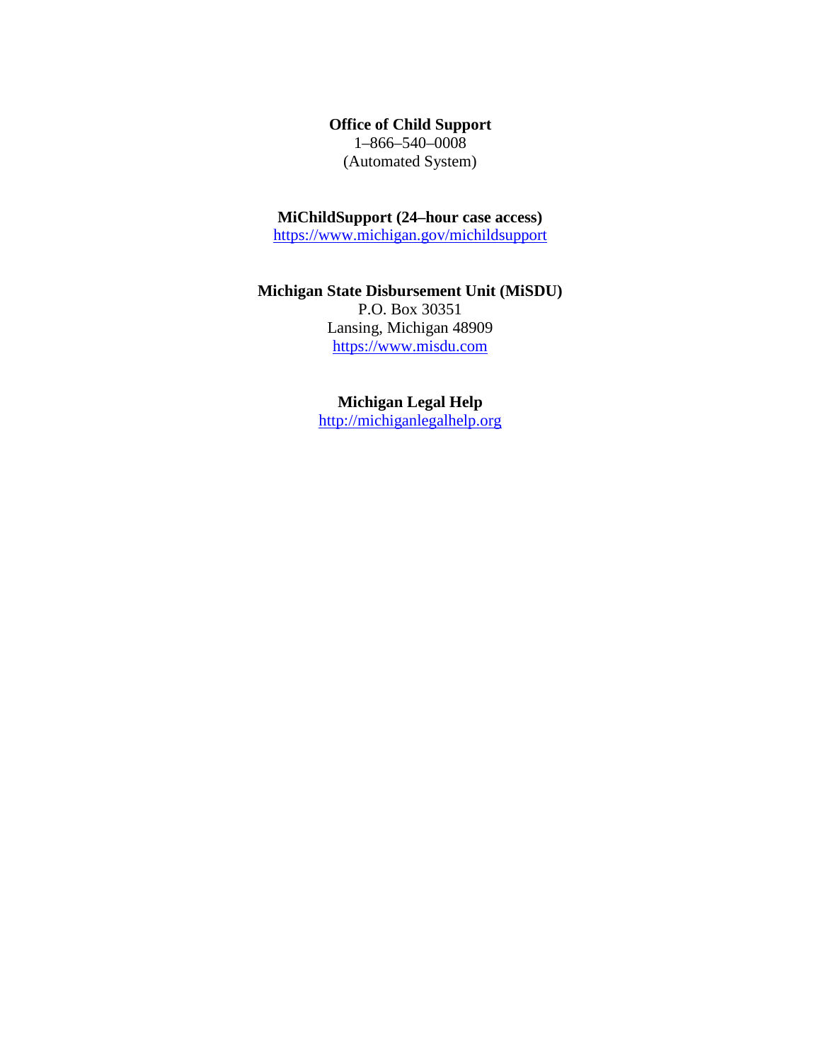**Office of Child Support**
1–866–540–0008
(Automated System)

**MiChildSupport (24–hour case access)**
https://www.michigan.gov/michildsupport

**Michigan State Disbursement Unit (MiSDU)**
P.O. Box 30351
Lansing, Michigan 48909
https://www.misdu.com

**Michigan Legal Help**
http://michiganlegalhelp.org